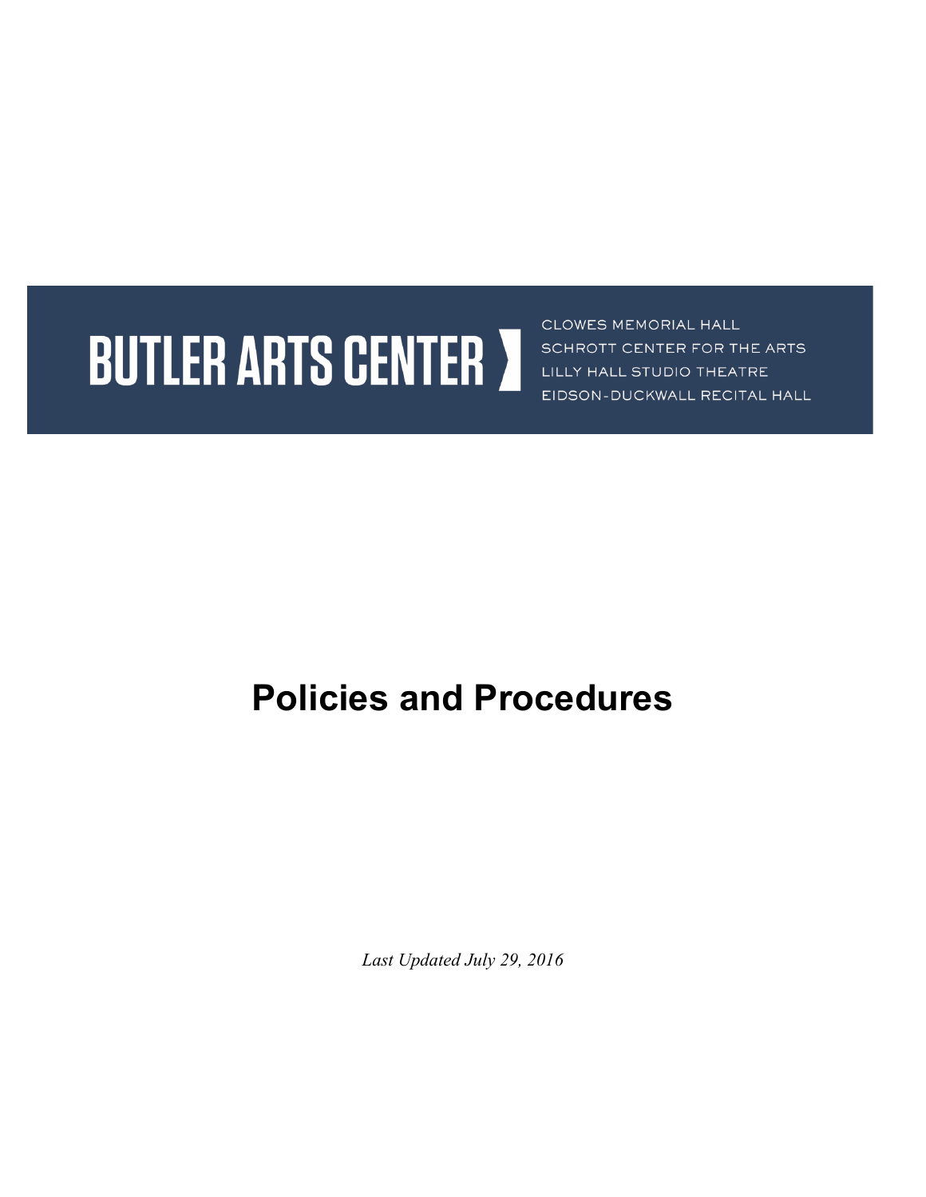BUTLER ARTS CENTER

CLOWES MEMORIAL HALL
SCHROTT CENTER FOR THE ARTS
LILLY HALL STUDIO THEATRE
EIDSON-DUCKWALL RECITAL HALL

# Policies and Procedures

*Last Updated July 29, 2016*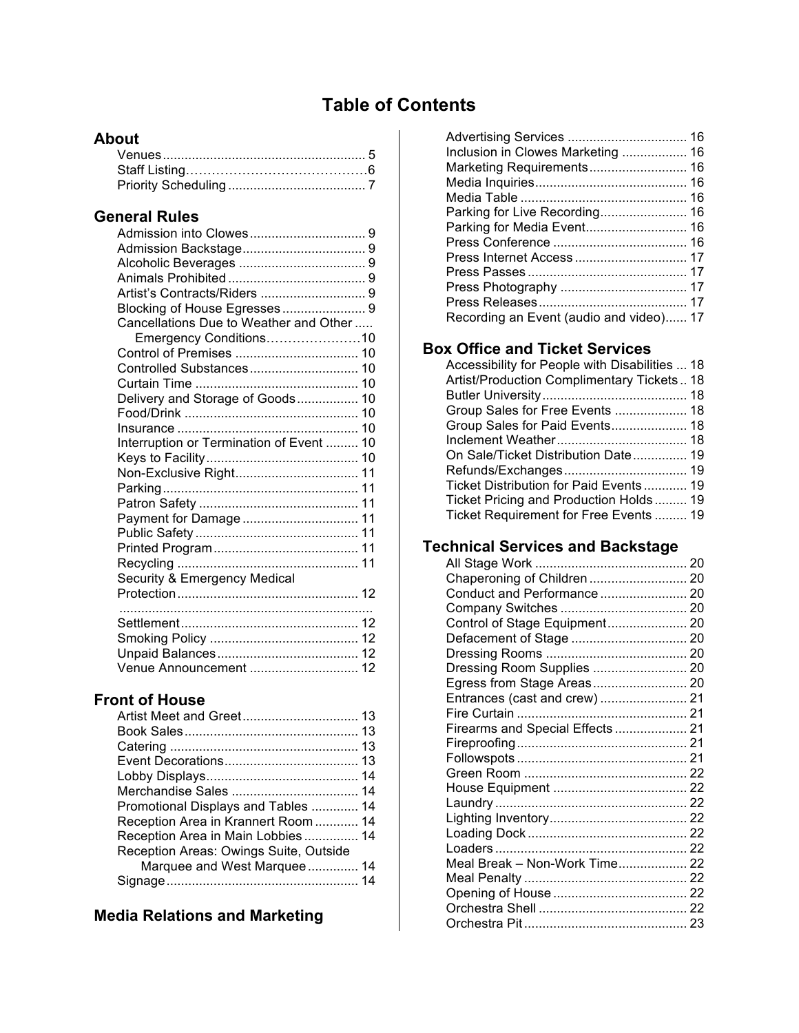# Table of Contents

## About

- Venues ........ 5
- Staff Listing ........ 6
- Priority Scheduling ........ 7

## General Rules

- Admission into Clowes ........ 9
- Admission Backstage ........ 9
- Alcoholic Beverages ........ 9
- Animals Prohibited ........ 9
- Artist's Contracts/Riders ........ 9
- Blocking of House Egresses ........ 9
- Cancellations Due to Weather and Other Emergency Conditions ........ 10
- Control of Premises ........ 10
- Controlled Substances ........ 10
- Curtain Time ........ 10
- Delivery and Storage of Goods ........ 10
- Food/Drink ........ 10
- Insurance ........ 10
- Interruption or Termination of Event ........ 10
- Keys to Facility ........ 10
- Non-Exclusive Right ........ 11
- Parking ........ 11
- Patron Safety ........ 11
- Payment for Damage ........ 11
- Public Safety ........ 11
- Printed Program ........ 11
- Recycling ........ 11
- Security & Emergency Medical Protection ........ 12
- Settlement ........ 12
- Smoking Policy ........ 12
- Unpaid Balances ........ 12
- Venue Announcement ........ 12

## Front of House

- Artist Meet and Greet ........ 13
- Book Sales ........ 13
- Catering ........ 13
- Event Decorations ........ 13
- Lobby Displays ........ 14
- Merchandise Sales ........ 14
- Promotional Displays and Tables ........ 14
- Reception Area in Krannert Room ........ 14
- Reception Area in Main Lobbies ........ 14
- Reception Areas: Owings Suite, Outside Marquee and West Marquee ........ 14
- Signage ........ 14

## Media Relations and Marketing

- Advertising Services ........ 16
- Inclusion in Clowes Marketing ........ 16
- Marketing Requirements ........ 16
- Media Inquiries ........ 16
- Media Table ........ 16
- Parking for Live Recording ........ 16
- Parking for Media Event ........ 16
- Press Conference ........ 16
- Press Internet Access ........ 17
- Press Passes ........ 17
- Press Photography ........ 17
- Press Releases ........ 17
- Recording an Event (audio and video) ........ 17

## Box Office and Ticket Services

- Accessibility for People with Disabilities ........ 18
- Artist/Production Complimentary Tickets ........ 18
- Butler University ........ 18
- Group Sales for Free Events ........ 18
- Group Sales for Paid Events ........ 18
- Inclement Weather ........ 18
- On Sale/Ticket Distribution Date ........ 19
- Refunds/Exchanges ........ 19
- Ticket Distribution for Paid Events ........ 19
- Ticket Pricing and Production Holds ........ 19
- Ticket Requirement for Free Events ........ 19

## Technical Services and Backstage

- All Stage Work ........ 20
- Chaperoning of Children ........ 20
- Conduct and Performance ........ 20
- Company Switches ........ 20
- Control of Stage Equipment ........ 20
- Defacement of Stage ........ 20
- Dressing Rooms ........ 20
- Dressing Room Supplies ........ 20
- Egress from Stage Areas ........ 20
- Entrances (cast and crew) ........ 21
- Fire Curtain ........ 21
- Firearms and Special Effects ........ 21
- Fireproofing ........ 21
- Followspots ........ 21
- Green Room ........ 22
- House Equipment ........ 22
- Laundry ........ 22
- Lighting Inventory ........ 22
- Loading Dock ........ 22
- Loaders ........ 22
- Meal Break – Non-Work Time ........ 22
- Meal Penalty ........ 22
- Opening of House ........ 22
- Orchestra Shell ........ 22
- Orchestra Pit ........ 23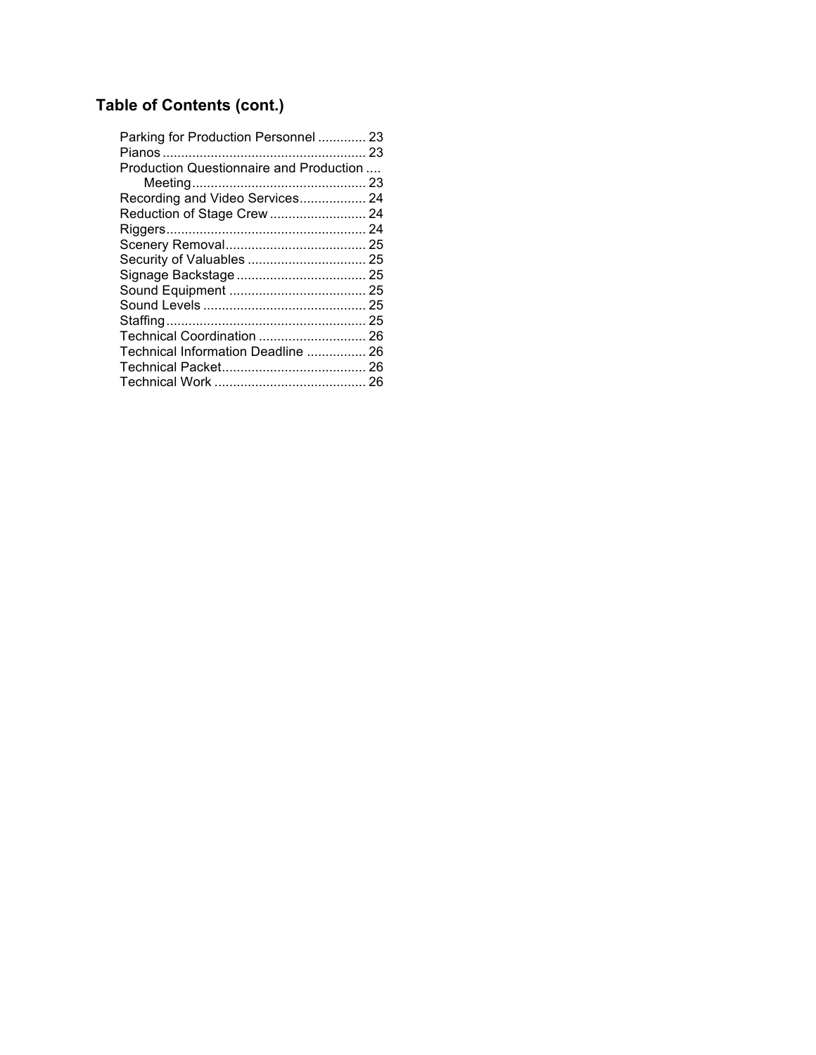## Table of Contents (cont.)

Parking for Production Personnel ............. 23
Pianos ....................................................... 23
Production Questionnaire and Production ....
Meeting ............................................... 23
Recording and Video Services.................. 24
Reduction of Stage Crew .......................... 24
Riggers...................................................... 24
Scenery Removal...................................... 25
Security of Valuables ................................ 25
Signage Backstage ................................... 25
Sound Equipment ..................................... 25
Sound Levels ............................................ 25
Staffing...................................................... 25
Technical Coordination ............................. 26
Technical Information Deadline ................ 26
Technical Packet....................................... 26
Technical Work ......................................... 26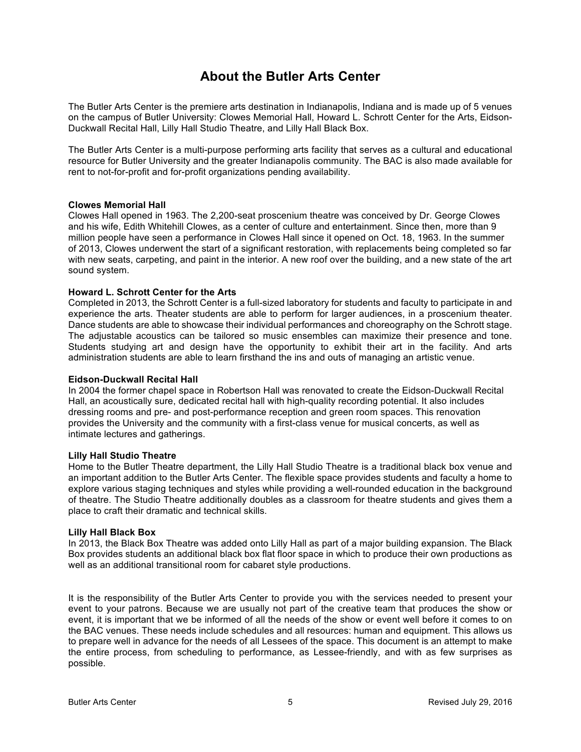# About the Butler Arts Center

The Butler Arts Center is the premiere arts destination in Indianapolis, Indiana and is made up of 5 venues on the campus of Butler University: Clowes Memorial Hall, Howard L. Schrott Center for the Arts, Eidson-Duckwall Recital Hall, Lilly Hall Studio Theatre, and Lilly Hall Black Box.

The Butler Arts Center is a multi-purpose performing arts facility that serves as a cultural and educational resource for Butler University and the greater Indianapolis community. The BAC is also made available for rent to not-for-profit and for-profit organizations pending availability.

**Clowes Memorial Hall**
Clowes Hall opened in 1963. The 2,200-seat proscenium theatre was conceived by Dr. George Clowes and his wife, Edith Whitehill Clowes, as a center of culture and entertainment. Since then, more than 9 million people have seen a performance in Clowes Hall since it opened on Oct. 18, 1963. In the summer of 2013, Clowes underwent the start of a significant restoration, with replacements being completed so far with new seats, carpeting, and paint in the interior. A new roof over the building, and a new state of the art sound system.

**Howard L. Schrott Center for the Arts**
Completed in 2013, the Schrott Center is a full-sized laboratory for students and faculty to participate in and experience the arts. Theater students are able to perform for larger audiences, in a proscenium theater. Dance students are able to showcase their individual performances and choreography on the Schrott stage. The adjustable acoustics can be tailored so music ensembles can maximize their presence and tone. Students studying art and design have the opportunity to exhibit their art in the facility. And arts administration students are able to learn firsthand the ins and outs of managing an artistic venue.

**Eidson-Duckwall Recital Hall**
In 2004 the former chapel space in Robertson Hall was renovated to create the Eidson-Duckwall Recital Hall, an acoustically sure, dedicated recital hall with high-quality recording potential. It also includes dressing rooms and pre- and post-performance reception and green room spaces. This renovation provides the University and the community with a first-class venue for musical concerts, as well as intimate lectures and gatherings.

**Lilly Hall Studio Theatre**
Home to the Butler Theatre department, the Lilly Hall Studio Theatre is a traditional black box venue and an important addition to the Butler Arts Center. The flexible space provides students and faculty a home to explore various staging techniques and styles while providing a well-rounded education in the background of theatre. The Studio Theatre additionally doubles as a classroom for theatre students and gives them a place to craft their dramatic and technical skills.

**Lilly Hall Black Box**
In 2013, the Black Box Theatre was added onto Lilly Hall as part of a major building expansion. The Black Box provides students an additional black box flat floor space in which to produce their own productions as well as an additional transitional room for cabaret style productions.

It is the responsibility of the Butler Arts Center to provide you with the services needed to present your event to your patrons. Because we are usually not part of the creative team that produces the show or event, it is important that we be informed of all the needs of the show or event well before it comes to on the BAC venues. These needs include schedules and all resources: human and equipment. This allows us to prepare well in advance for the needs of all Lessees of the space. This document is an attempt to make the entire process, from scheduling to performance, as Lessee-friendly, and with as few surprises as possible.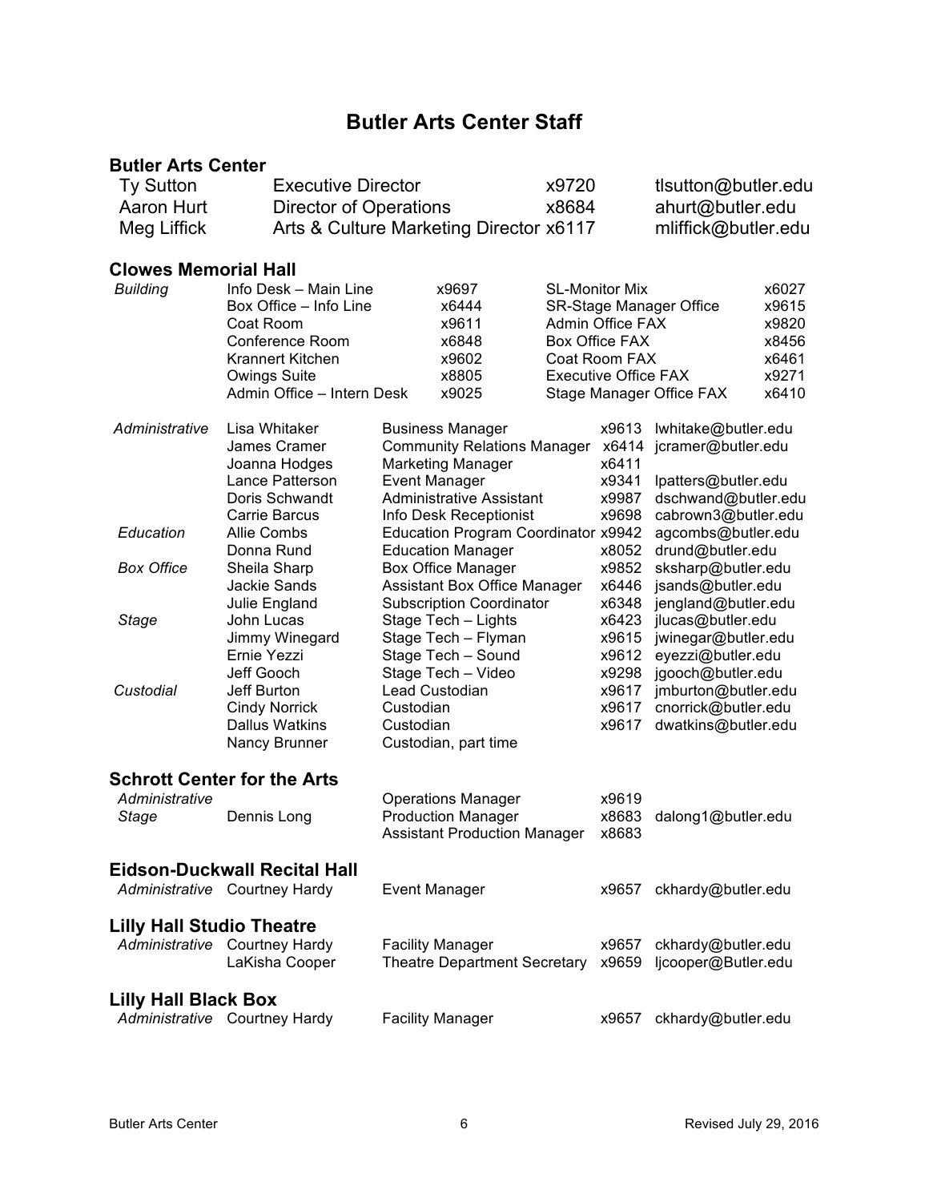# Butler Arts Center Staff

## Butler Arts Center

| Name | Title | Extension | Email |
|---|---|---|---|
| Ty Sutton | Executive Director | x9720 | tlsutton@butler.edu |
| Aaron Hurt | Director of Operations | x8684 | ahurt@butler.edu |
| Meg Liffick | Arts & Culture Marketing Director | x6117 | mliffick@butler.edu |

## Clowes Memorial Hall

*Building*

| Location | Extension | Location | Extension |
|---|---|---|---|
| Info Desk – Main Line | x9697 | SL-Monitor Mix | x6027 |
| Box Office – Info Line | x6444 | SR-Stage Manager Office | x9615 |
| Coat Room | x9611 | Admin Office FAX | x9820 |
| Conference Room | x6848 | Box Office FAX | x8456 |
| Krannert Kitchen | x9602 | Coat Room FAX | x6461 |
| Owings Suite | x8805 | Executive Office FAX | x9271 |
| Admin Office – Intern Desk | x9025 | Stage Manager Office FAX | x6410 |

| Department | Name | Title | Extension | Email |
|---|---|---|---|---|
| *Administrative* | Lisa Whitaker | Business Manager | x9613 | lwhitake@butler.edu |
| | James Cramer | Community Relations Manager | x6414 | jcramer@butler.edu |
| | Joanna Hodges | Marketing Manager | x6411 | |
| | Lance Patterson | Event Manager | x9341 | lpatters@butler.edu |
| | Doris Schwandt | Administrative Assistant | x9987 | dschwand@butler.edu |
| | Carrie Barcus | Info Desk Receptionist | x9698 | cabrown3@butler.edu |
| *Education* | Allie Combs | Education Program Coordinator | x9942 | agcombs@butler.edu |
| | Donna Rund | Education Manager | x8052 | drund@butler.edu |
| *Box Office* | Sheila Sharp | Box Office Manager | x9852 | sksharp@butler.edu |
| | Jackie Sands | Assistant Box Office Manager | x6446 | jsands@butler.edu |
| | Julie England | Subscription Coordinator | x6348 | jengland@butler.edu |
| *Stage* | John Lucas | Stage Tech – Lights | x6423 | jlucas@butler.edu |
| | Jimmy Winegard | Stage Tech – Flyman | x9615 | jwinegar@butler.edu |
| | Ernie Yezzi | Stage Tech – Sound | x9612 | eyezzi@butler.edu |
| | Jeff Gooch | Stage Tech – Video | x9298 | jgooch@butler.edu |
| *Custodial* | Jeff Burton | Lead Custodian | x9617 | jmburton@butler.edu |
| | Cindy Norrick | Custodian | x9617 | cnorrick@butler.edu |
| | Dallus Watkins | Custodian | x9617 | dwatkins@butler.edu |
| | Nancy Brunner | Custodian, part time | | |

## Schrott Center for the Arts

| Department | Name | Title | Extension | Email |
|---|---|---|---|---|
| *Administrative* | | Operations Manager | x9619 | |
| *Stage* | Dennis Long | Production Manager | x8683 | dalong1@butler.edu |
| | | Assistant Production Manager | x8683 | |

## Eidson-Duckwall Recital Hall

| Department | Name | Title | Extension | Email |
|---|---|---|---|---|
| *Administrative* | Courtney Hardy | Event Manager | x9657 | ckhardy@butler.edu |

## Lilly Hall Studio Theatre

| Department | Name | Title | Extension | Email |
|---|---|---|---|---|
| *Administrative* | Courtney Hardy | Facility Manager | x9657 | ckhardy@butler.edu |
| | LaKisha Cooper | Theatre Department Secretary | x9659 | ljcooper@Butler.edu |

## Lilly Hall Black Box

| Department | Name | Title | Extension | Email |
|---|---|---|---|---|
| *Administrative* | Courtney Hardy | Facility Manager | x9657 | ckhardy@butler.edu |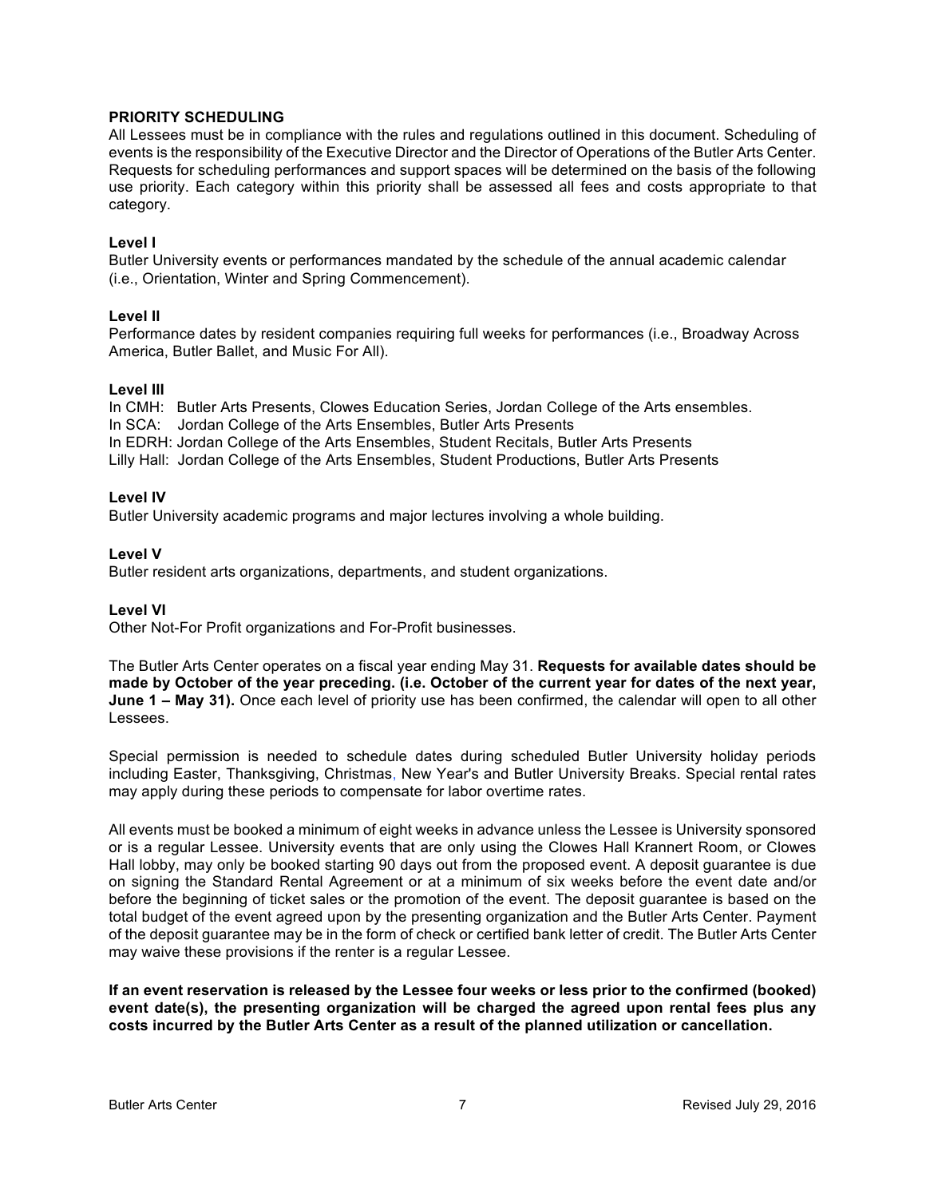## PRIORITY SCHEDULING

All Lessees must be in compliance with the rules and regulations outlined in this document. Scheduling of events is the responsibility of the Executive Director and the Director of Operations of the Butler Arts Center. Requests for scheduling performances and support spaces will be determined on the basis of the following use priority. Each category within this priority shall be assessed all fees and costs appropriate to that category.

### Level I

Butler University events or performances mandated by the schedule of the annual academic calendar (i.e., Orientation, Winter and Spring Commencement).

### Level II

Performance dates by resident companies requiring full weeks for performances (i.e., Broadway Across America, Butler Ballet, and Music For All).

### Level III

In CMH: Butler Arts Presents, Clowes Education Series, Jordan College of the Arts ensembles.
In SCA: Jordan College of the Arts Ensembles, Butler Arts Presents
In EDRH: Jordan College of the Arts Ensembles, Student Recitals, Butler Arts Presents
Lilly Hall: Jordan College of the Arts Ensembles, Student Productions, Butler Arts Presents

### Level IV

Butler University academic programs and major lectures involving a whole building.

### Level V

Butler resident arts organizations, departments, and student organizations.

### Level VI

Other Not-For Profit organizations and For-Profit businesses.

The Butler Arts Center operates on a fiscal year ending May 31. **Requests for available dates should be made by October of the year preceding. (i.e. October of the current year for dates of the next year, June 1 – May 31).** Once each level of priority use has been confirmed, the calendar will open to all other Lessees.

Special permission is needed to schedule dates during scheduled Butler University holiday periods including Easter, Thanksgiving, Christmas, New Year's and Butler University Breaks. Special rental rates may apply during these periods to compensate for labor overtime rates.

All events must be booked a minimum of eight weeks in advance unless the Lessee is University sponsored or is a regular Lessee. University events that are only using the Clowes Hall Krannert Room, or Clowes Hall lobby, may only be booked starting 90 days out from the proposed event. A deposit guarantee is due on signing the Standard Rental Agreement or at a minimum of six weeks before the event date and/or before the beginning of ticket sales or the promotion of the event. The deposit guarantee is based on the total budget of the event agreed upon by the presenting organization and the Butler Arts Center. Payment of the deposit guarantee may be in the form of check or certified bank letter of credit. The Butler Arts Center may waive these provisions if the renter is a regular Lessee.

**If an event reservation is released by the Lessee four weeks or less prior to the confirmed (booked) event date(s), the presenting organization will be charged the agreed upon rental fees plus any costs incurred by the Butler Arts Center as a result of the planned utilization or cancellation.**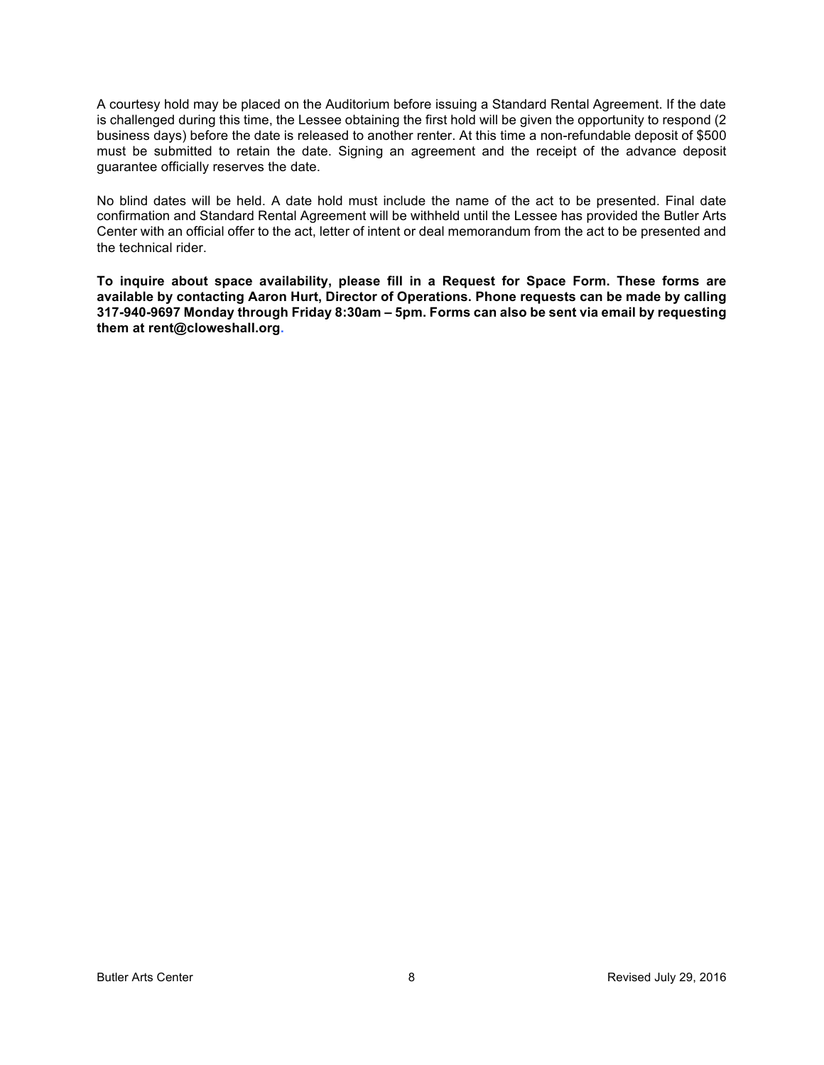A courtesy hold may be placed on the Auditorium before issuing a Standard Rental Agreement. If the date is challenged during this time, the Lessee obtaining the first hold will be given the opportunity to respond (2 business days) before the date is released to another renter. At this time a non-refundable deposit of $500 must be submitted to retain the date. Signing an agreement and the receipt of the advance deposit guarantee officially reserves the date.

No blind dates will be held. A date hold must include the name of the act to be presented. Final date confirmation and Standard Rental Agreement will be withheld until the Lessee has provided the Butler Arts Center with an official offer to the act, letter of intent or deal memorandum from the act to be presented and the technical rider.

**To inquire about space availability, please fill in a Request for Space Form. These forms are available by contacting Aaron Hurt, Director of Operations. Phone requests can be made by calling 317-940-9697 Monday through Friday 8:30am – 5pm. Forms can also be sent via email by requesting them at rent@cloweshall.org.**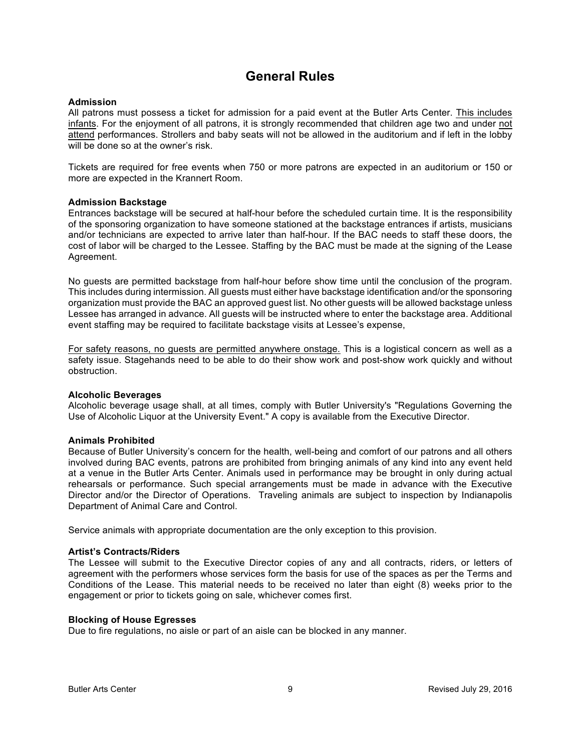# General Rules

### Admission

All patrons must possess a ticket for admission for a paid event at the Butler Arts Center. <u>This includes infants</u>. For the enjoyment of all patrons, it is strongly recommended that children age two and under <u>not attend</u> performances. Strollers and baby seats will not be allowed in the auditorium and if left in the lobby will be done so at the owner's risk.

Tickets are required for free events when 750 or more patrons are expected in an auditorium or 150 or more are expected in the Krannert Room.

### Admission Backstage

Entrances backstage will be secured at half-hour before the scheduled curtain time. It is the responsibility of the sponsoring organization to have someone stationed at the backstage entrances if artists, musicians and/or technicians are expected to arrive later than half-hour. If the BAC needs to staff these doors, the cost of labor will be charged to the Lessee. Staffing by the BAC must be made at the signing of the Lease Agreement.

No guests are permitted backstage from half-hour before show time until the conclusion of the program. This includes during intermission. All guests must either have backstage identification and/or the sponsoring organization must provide the BAC an approved guest list. No other guests will be allowed backstage unless Lessee has arranged in advance. All guests will be instructed where to enter the backstage area. Additional event staffing may be required to facilitate backstage visits at Lessee's expense,

<u>For safety reasons, no guests are permitted anywhere onstage.</u> This is a logistical concern as well as a safety issue. Stagehands need to be able to do their show work and post-show work quickly and without obstruction.

### Alcoholic Beverages

Alcoholic beverage usage shall, at all times, comply with Butler University's "Regulations Governing the Use of Alcoholic Liquor at the University Event." A copy is available from the Executive Director.

### Animals Prohibited

Because of Butler University's concern for the health, well-being and comfort of our patrons and all others involved during BAC events, patrons are prohibited from bringing animals of any kind into any event held at a venue in the Butler Arts Center. Animals used in performance may be brought in only during actual rehearsals or performance. Such special arrangements must be made in advance with the Executive Director and/or the Director of Operations. Traveling animals are subject to inspection by Indianapolis Department of Animal Care and Control.

Service animals with appropriate documentation are the only exception to this provision.

### Artist's Contracts/Riders

The Lessee will submit to the Executive Director copies of any and all contracts, riders, or letters of agreement with the performers whose services form the basis for use of the spaces as per the Terms and Conditions of the Lease. This material needs to be received no later than eight (8) weeks prior to the engagement or prior to tickets going on sale, whichever comes first.

### Blocking of House Egresses

Due to fire regulations, no aisle or part of an aisle can be blocked in any manner.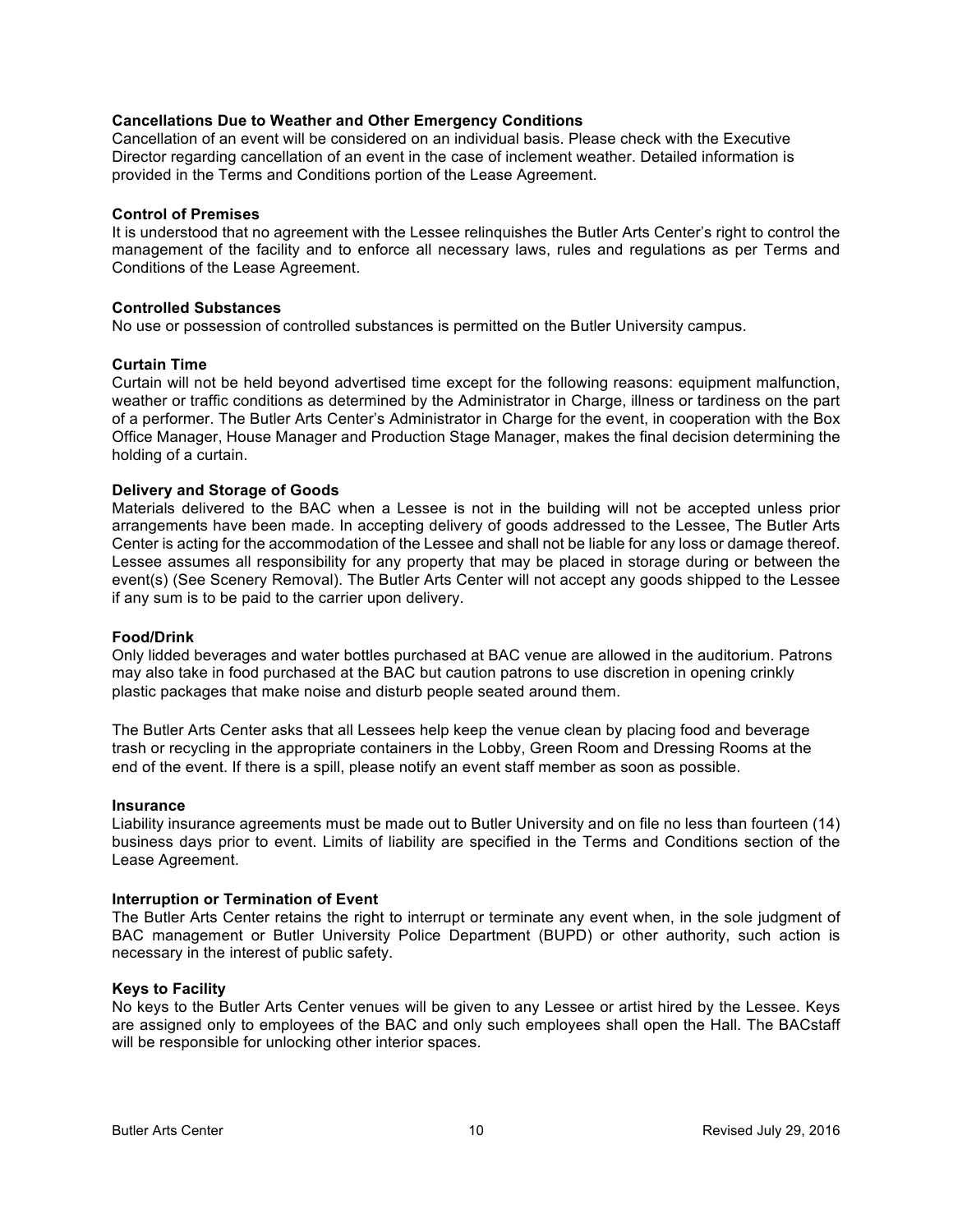**Cancellations Due to Weather and Other Emergency Conditions**

Cancellation of an event will be considered on an individual basis. Please check with the Executive Director regarding cancellation of an event in the case of inclement weather. Detailed information is provided in the Terms and Conditions portion of the Lease Agreement.

**Control of Premises**

It is understood that no agreement with the Lessee relinquishes the Butler Arts Center's right to control the management of the facility and to enforce all necessary laws, rules and regulations as per Terms and Conditions of the Lease Agreement.

**Controlled Substances**

No use or possession of controlled substances is permitted on the Butler University campus.

**Curtain Time**

Curtain will not be held beyond advertised time except for the following reasons: equipment malfunction, weather or traffic conditions as determined by the Administrator in Charge, illness or tardiness on the part of a performer. The Butler Arts Center's Administrator in Charge for the event, in cooperation with the Box Office Manager, House Manager and Production Stage Manager, makes the final decision determining the holding of a curtain.

**Delivery and Storage of Goods**

Materials delivered to the BAC when a Lessee is not in the building will not be accepted unless prior arrangements have been made. In accepting delivery of goods addressed to the Lessee, The Butler Arts Center is acting for the accommodation of the Lessee and shall not be liable for any loss or damage thereof. Lessee assumes all responsibility for any property that may be placed in storage during or between the event(s) (See Scenery Removal). The Butler Arts Center will not accept any goods shipped to the Lessee if any sum is to be paid to the carrier upon delivery.

**Food/Drink**

Only lidded beverages and water bottles purchased at BAC venue are allowed in the auditorium. Patrons may also take in food purchased at the BAC but caution patrons to use discretion in opening crinkly plastic packages that make noise and disturb people seated around them.

The Butler Arts Center asks that all Lessees help keep the venue clean by placing food and beverage trash or recycling in the appropriate containers in the Lobby, Green Room and Dressing Rooms at the end of the event. If there is a spill, please notify an event staff member as soon as possible.

**Insurance**

Liability insurance agreements must be made out to Butler University and on file no less than fourteen (14) business days prior to event. Limits of liability are specified in the Terms and Conditions section of the Lease Agreement.

**Interruption or Termination of Event**

The Butler Arts Center retains the right to interrupt or terminate any event when, in the sole judgment of BAC management or Butler University Police Department (BUPD) or other authority, such action is necessary in the interest of public safety.

**Keys to Facility**

No keys to the Butler Arts Center venues will be given to any Lessee or artist hired by the Lessee. Keys are assigned only to employees of the BAC and only such employees shall open the Hall. The BACstaff will be responsible for unlocking other interior spaces.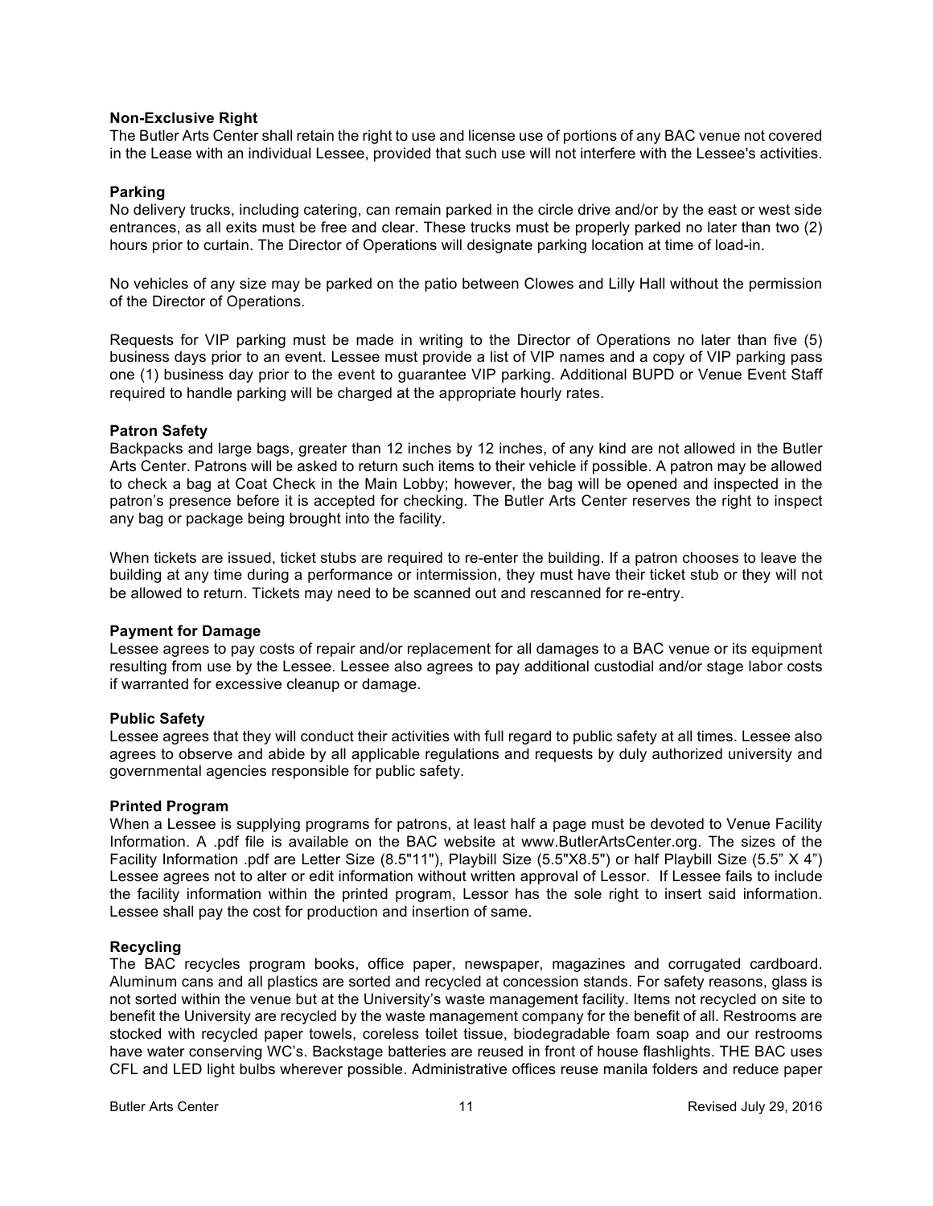**Non-Exclusive Right**

The Butler Arts Center shall retain the right to use and license use of portions of any BAC venue not covered in the Lease with an individual Lessee, provided that such use will not interfere with the Lessee's activities.

**Parking**

No delivery trucks, including catering, can remain parked in the circle drive and/or by the east or west side entrances, as all exits must be free and clear. These trucks must be properly parked no later than two (2) hours prior to curtain. The Director of Operations will designate parking location at time of load-in.

No vehicles of any size may be parked on the patio between Clowes and Lilly Hall without the permission of the Director of Operations.

Requests for VIP parking must be made in writing to the Director of Operations no later than five (5) business days prior to an event. Lessee must provide a list of VIP names and a copy of VIP parking pass one (1) business day prior to the event to guarantee VIP parking. Additional BUPD or Venue Event Staff required to handle parking will be charged at the appropriate hourly rates.

**Patron Safety**

Backpacks and large bags, greater than 12 inches by 12 inches, of any kind are not allowed in the Butler Arts Center. Patrons will be asked to return such items to their vehicle if possible. A patron may be allowed to check a bag at Coat Check in the Main Lobby; however, the bag will be opened and inspected in the patron's presence before it is accepted for checking. The Butler Arts Center reserves the right to inspect any bag or package being brought into the facility.

When tickets are issued, ticket stubs are required to re-enter the building. If a patron chooses to leave the building at any time during a performance or intermission, they must have their ticket stub or they will not be allowed to return. Tickets may need to be scanned out and rescanned for re-entry.

**Payment for Damage**

Lessee agrees to pay costs of repair and/or replacement for all damages to a BAC venue or its equipment resulting from use by the Lessee. Lessee also agrees to pay additional custodial and/or stage labor costs if warranted for excessive cleanup or damage.

**Public Safety**

Lessee agrees that they will conduct their activities with full regard to public safety at all times. Lessee also agrees to observe and abide by all applicable regulations and requests by duly authorized university and governmental agencies responsible for public safety.

**Printed Program**

When a Lessee is supplying programs for patrons, at least half a page must be devoted to Venue Facility Information. A .pdf file is available on the BAC website at www.ButlerArtsCenter.org. The sizes of the Facility Information .pdf are Letter Size (8.5"11"), Playbill Size (5.5"X8.5") or half Playbill Size (5.5" X 4") Lessee agrees not to alter or edit information without written approval of Lessor. If Lessee fails to include the facility information within the printed program, Lessor has the sole right to insert said information. Lessee shall pay the cost for production and insertion of same.

**Recycling**

The BAC recycles program books, office paper, newspaper, magazines and corrugated cardboard. Aluminum cans and all plastics are sorted and recycled at concession stands. For safety reasons, glass is not sorted within the venue but at the University's waste management facility. Items not recycled on site to benefit the University are recycled by the waste management company for the benefit of all. Restrooms are stocked with recycled paper towels, coreless toilet tissue, biodegradable foam soap and our restrooms have water conserving WC's. Backstage batteries are reused in front of house flashlights. THE BAC uses CFL and LED light bulbs wherever possible. Administrative offices reuse manila folders and reduce paper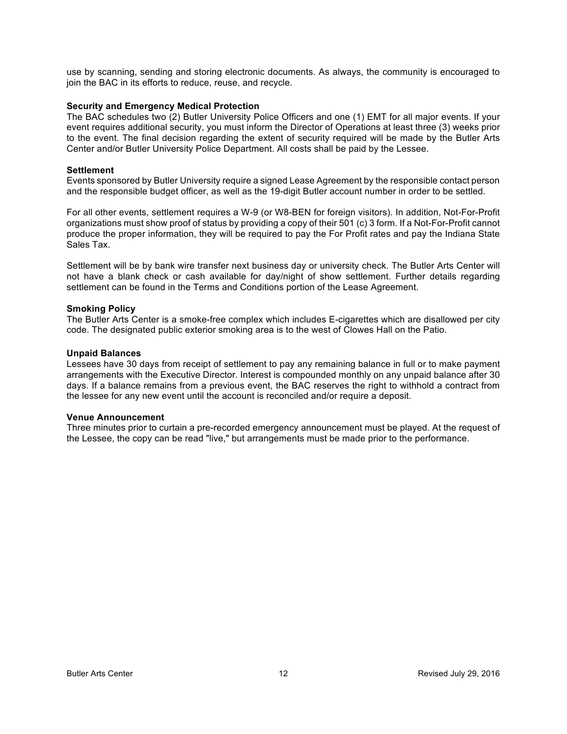use by scanning, sending and storing electronic documents. As always, the community is encouraged to join the BAC in its efforts to reduce, reuse, and recycle.

**Security and Emergency Medical Protection**

The BAC schedules two (2) Butler University Police Officers and one (1) EMT for all major events. If your event requires additional security, you must inform the Director of Operations at least three (3) weeks prior to the event. The final decision regarding the extent of security required will be made by the Butler Arts Center and/or Butler University Police Department. All costs shall be paid by the Lessee.

**Settlement**

Events sponsored by Butler University require a signed Lease Agreement by the responsible contact person and the responsible budget officer, as well as the 19-digit Butler account number in order to be settled.

For all other events, settlement requires a W-9 (or W8-BEN for foreign visitors). In addition, Not-For-Profit organizations must show proof of status by providing a copy of their 501 (c) 3 form. If a Not-For-Profit cannot produce the proper information, they will be required to pay the For Profit rates and pay the Indiana State Sales Tax.

Settlement will be by bank wire transfer next business day or university check. The Butler Arts Center will not have a blank check or cash available for day/night of show settlement. Further details regarding settlement can be found in the Terms and Conditions portion of the Lease Agreement.

**Smoking Policy**

The Butler Arts Center is a smoke-free complex which includes E-cigarettes which are disallowed per city code. The designated public exterior smoking area is to the west of Clowes Hall on the Patio.

**Unpaid Balances**

Lessees have 30 days from receipt of settlement to pay any remaining balance in full or to make payment arrangements with the Executive Director. Interest is compounded monthly on any unpaid balance after 30 days. If a balance remains from a previous event, the BAC reserves the right to withhold a contract from the lessee for any new event until the account is reconciled and/or require a deposit.

**Venue Announcement**

Three minutes prior to curtain a pre-recorded emergency announcement must be played. At the request of the Lessee, the copy can be read "live," but arrangements must be made prior to the performance.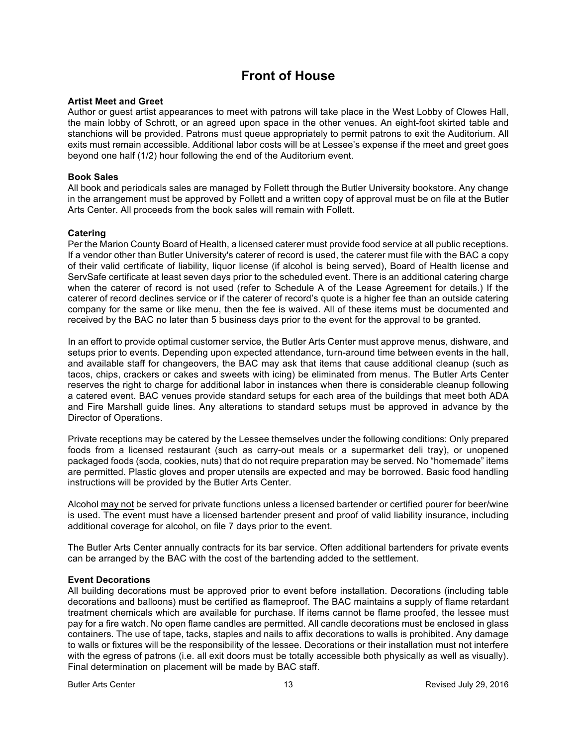# Front of House

**Artist Meet and Greet**
Author or guest artist appearances to meet with patrons will take place in the West Lobby of Clowes Hall, the main lobby of Schrott, or an agreed upon space in the other venues. An eight-foot skirted table and stanchions will be provided. Patrons must queue appropriately to permit patrons to exit the Auditorium. All exits must remain accessible. Additional labor costs will be at Lessee's expense if the meet and greet goes beyond one half (1/2) hour following the end of the Auditorium event.

**Book Sales**
All book and periodicals sales are managed by Follett through the Butler University bookstore. Any change in the arrangement must be approved by Follett and a written copy of approval must be on file at the Butler Arts Center. All proceeds from the book sales will remain with Follett.

**Catering**
Per the Marion County Board of Health, a licensed caterer must provide food service at all public receptions. If a vendor other than Butler University's caterer of record is used, the caterer must file with the BAC a copy of their valid certificate of liability, liquor license (if alcohol is being served), Board of Health license and ServSafe certificate at least seven days prior to the scheduled event. There is an additional catering charge when the caterer of record is not used (refer to Schedule A of the Lease Agreement for details.) If the caterer of record declines service or if the caterer of record's quote is a higher fee than an outside catering company for the same or like menu, then the fee is waived. All of these items must be documented and received by the BAC no later than 5 business days prior to the event for the approval to be granted.

In an effort to provide optimal customer service, the Butler Arts Center must approve menus, dishware, and setups prior to events. Depending upon expected attendance, turn-around time between events in the hall, and available staff for changeovers, the BAC may ask that items that cause additional cleanup (such as tacos, chips, crackers or cakes and sweets with icing) be eliminated from menus. The Butler Arts Center reserves the right to charge for additional labor in instances when there is considerable cleanup following a catered event. BAC venues provide standard setups for each area of the buildings that meet both ADA and Fire Marshall guide lines. Any alterations to standard setups must be approved in advance by the Director of Operations.

Private receptions may be catered by the Lessee themselves under the following conditions: Only prepared foods from a licensed restaurant (such as carry-out meals or a supermarket deli tray), or unopened packaged foods (soda, cookies, nuts) that do not require preparation may be served. No "homemade" items are permitted. Plastic gloves and proper utensils are expected and may be borrowed. Basic food handling instructions will be provided by the Butler Arts Center.

Alcohol <u>may not</u> be served for private functions unless a licensed bartender or certified pourer for beer/wine is used. The event must have a licensed bartender present and proof of valid liability insurance, including additional coverage for alcohol, on file 7 days prior to the event.

The Butler Arts Center annually contracts for its bar service. Often additional bartenders for private events can be arranged by the BAC with the cost of the bartending added to the settlement.

**Event Decorations**
All building decorations must be approved prior to event before installation. Decorations (including table decorations and balloons) must be certified as flameproof. The BAC maintains a supply of flame retardant treatment chemicals which are available for purchase. If items cannot be flame proofed, the lessee must pay for a fire watch. No open flame candles are permitted. All candle decorations must be enclosed in glass containers. The use of tape, tacks, staples and nails to affix decorations to walls is prohibited. Any damage to walls or fixtures will be the responsibility of the lessee. Decorations or their installation must not interfere with the egress of patrons (i.e. all exit doors must be totally accessible both physically as well as visually). Final determination on placement will be made by BAC staff.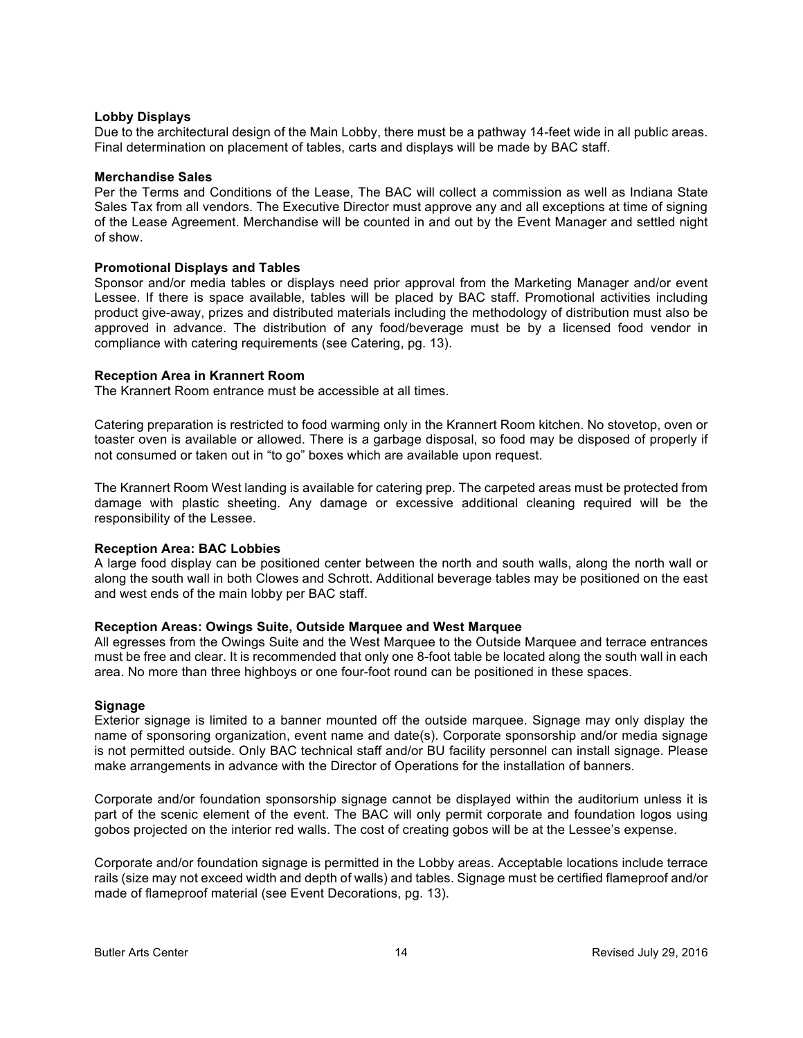**Lobby Displays**

Due to the architectural design of the Main Lobby, there must be a pathway 14-feet wide in all public areas. Final determination on placement of tables, carts and displays will be made by BAC staff.

**Merchandise Sales**

Per the Terms and Conditions of the Lease, The BAC will collect a commission as well as Indiana State Sales Tax from all vendors. The Executive Director must approve any and all exceptions at time of signing of the Lease Agreement. Merchandise will be counted in and out by the Event Manager and settled night of show.

**Promotional Displays and Tables**

Sponsor and/or media tables or displays need prior approval from the Marketing Manager and/or event Lessee. If there is space available, tables will be placed by BAC staff. Promotional activities including product give-away, prizes and distributed materials including the methodology of distribution must also be approved in advance. The distribution of any food/beverage must be by a licensed food vendor in compliance with catering requirements (see Catering, pg. 13).

**Reception Area in Krannert Room**

The Krannert Room entrance must be accessible at all times.

Catering preparation is restricted to food warming only in the Krannert Room kitchen. No stovetop, oven or toaster oven is available or allowed. There is a garbage disposal, so food may be disposed of properly if not consumed or taken out in "to go" boxes which are available upon request.

The Krannert Room West landing is available for catering prep. The carpeted areas must be protected from damage with plastic sheeting. Any damage or excessive additional cleaning required will be the responsibility of the Lessee.

**Reception Area: BAC Lobbies**

A large food display can be positioned center between the north and south walls, along the north wall or along the south wall in both Clowes and Schrott. Additional beverage tables may be positioned on the east and west ends of the main lobby per BAC staff.

**Reception Areas: Owings Suite, Outside Marquee and West Marquee**

All egresses from the Owings Suite and the West Marquee to the Outside Marquee and terrace entrances must be free and clear. It is recommended that only one 8-foot table be located along the south wall in each area. No more than three highboys or one four-foot round can be positioned in these spaces.

**Signage**

Exterior signage is limited to a banner mounted off the outside marquee. Signage may only display the name of sponsoring organization, event name and date(s). Corporate sponsorship and/or media signage is not permitted outside. Only BAC technical staff and/or BU facility personnel can install signage. Please make arrangements in advance with the Director of Operations for the installation of banners.

Corporate and/or foundation sponsorship signage cannot be displayed within the auditorium unless it is part of the scenic element of the event. The BAC will only permit corporate and foundation logos using gobos projected on the interior red walls. The cost of creating gobos will be at the Lessee's expense.

Corporate and/or foundation signage is permitted in the Lobby areas. Acceptable locations include terrace rails (size may not exceed width and depth of walls) and tables. Signage must be certified flameproof and/or made of flameproof material (see Event Decorations, pg. 13).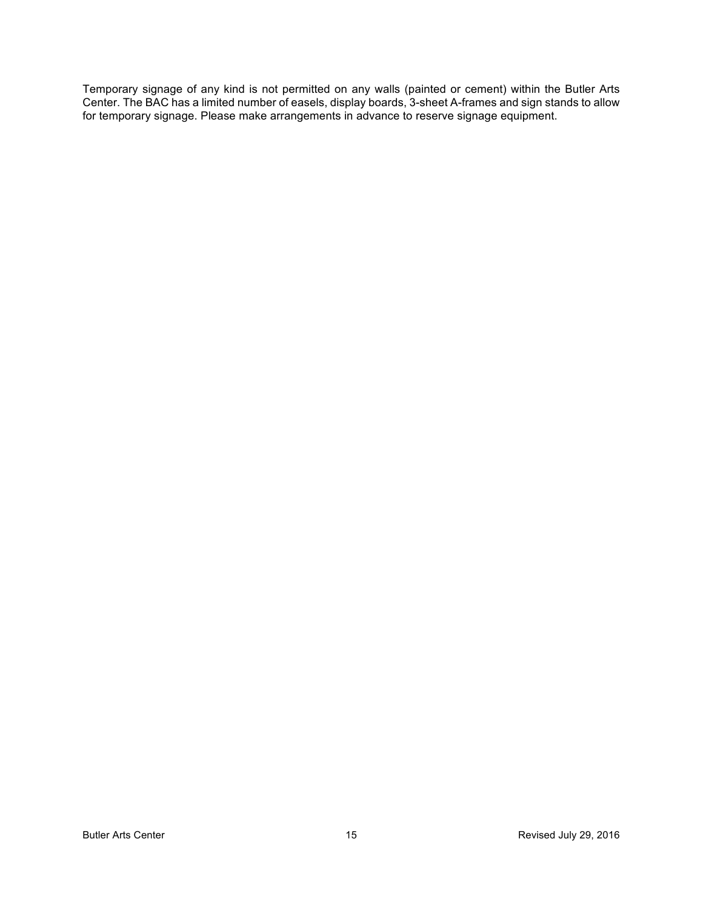Temporary signage of any kind is not permitted on any walls (painted or cement) within the Butler Arts Center. The BAC has a limited number of easels, display boards, 3-sheet A-frames and sign stands to allow for temporary signage. Please make arrangements in advance to reserve signage equipment.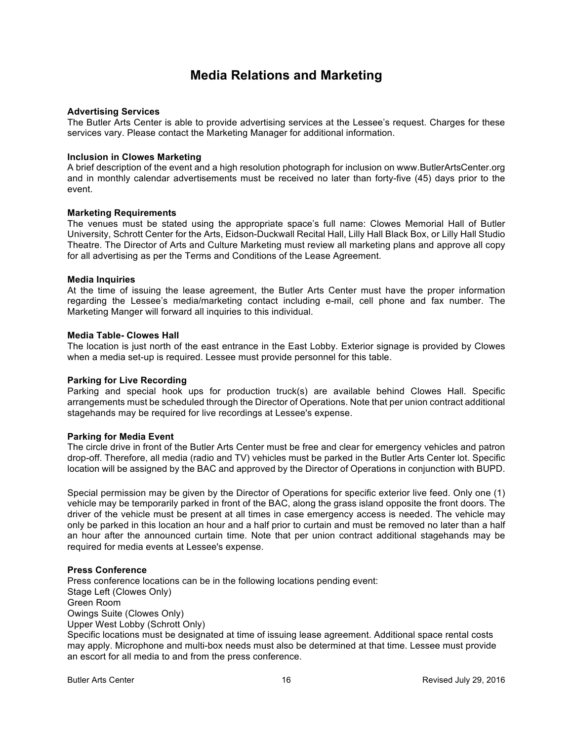# Media Relations and Marketing

**Advertising Services**
The Butler Arts Center is able to provide advertising services at the Lessee's request. Charges for these services vary. Please contact the Marketing Manager for additional information.

**Inclusion in Clowes Marketing**
A brief description of the event and a high resolution photograph for inclusion on www.ButlerArtsCenter.org and in monthly calendar advertisements must be received no later than forty-five (45) days prior to the event.

**Marketing Requirements**
The venues must be stated using the appropriate space's full name: Clowes Memorial Hall of Butler University, Schrott Center for the Arts, Eidson-Duckwall Recital Hall, Lilly Hall Black Box, or Lilly Hall Studio Theatre. The Director of Arts and Culture Marketing must review all marketing plans and approve all copy for all advertising as per the Terms and Conditions of the Lease Agreement.

**Media Inquiries**
At the time of issuing the lease agreement, the Butler Arts Center must have the proper information regarding the Lessee's media/marketing contact including e-mail, cell phone and fax number. The Marketing Manger will forward all inquiries to this individual.

**Media Table- Clowes Hall**
The location is just north of the east entrance in the East Lobby. Exterior signage is provided by Clowes when a media set-up is required. Lessee must provide personnel for this table.

**Parking for Live Recording**
Parking and special hook ups for production truck(s) are available behind Clowes Hall. Specific arrangements must be scheduled through the Director of Operations. Note that per union contract additional stagehands may be required for live recordings at Lessee's expense.

**Parking for Media Event**
The circle drive in front of the Butler Arts Center must be free and clear for emergency vehicles and patron drop-off. Therefore, all media (radio and TV) vehicles must be parked in the Butler Arts Center lot. Specific location will be assigned by the BAC and approved by the Director of Operations in conjunction with BUPD.

Special permission may be given by the Director of Operations for specific exterior live feed. Only one (1) vehicle may be temporarily parked in front of the BAC, along the grass island opposite the front doors. The driver of the vehicle must be present at all times in case emergency access is needed. The vehicle may only be parked in this location an hour and a half prior to curtain and must be removed no later than a half an hour after the announced curtain time. Note that per union contract additional stagehands may be required for media events at Lessee's expense.

**Press Conference**
Press conference locations can be in the following locations pending event:
Stage Left (Clowes Only)
Green Room
Owings Suite (Clowes Only)
Upper West Lobby (Schrott Only)
Specific locations must be designated at time of issuing lease agreement. Additional space rental costs may apply. Microphone and multi-box needs must also be determined at that time. Lessee must provide an escort for all media to and from the press conference.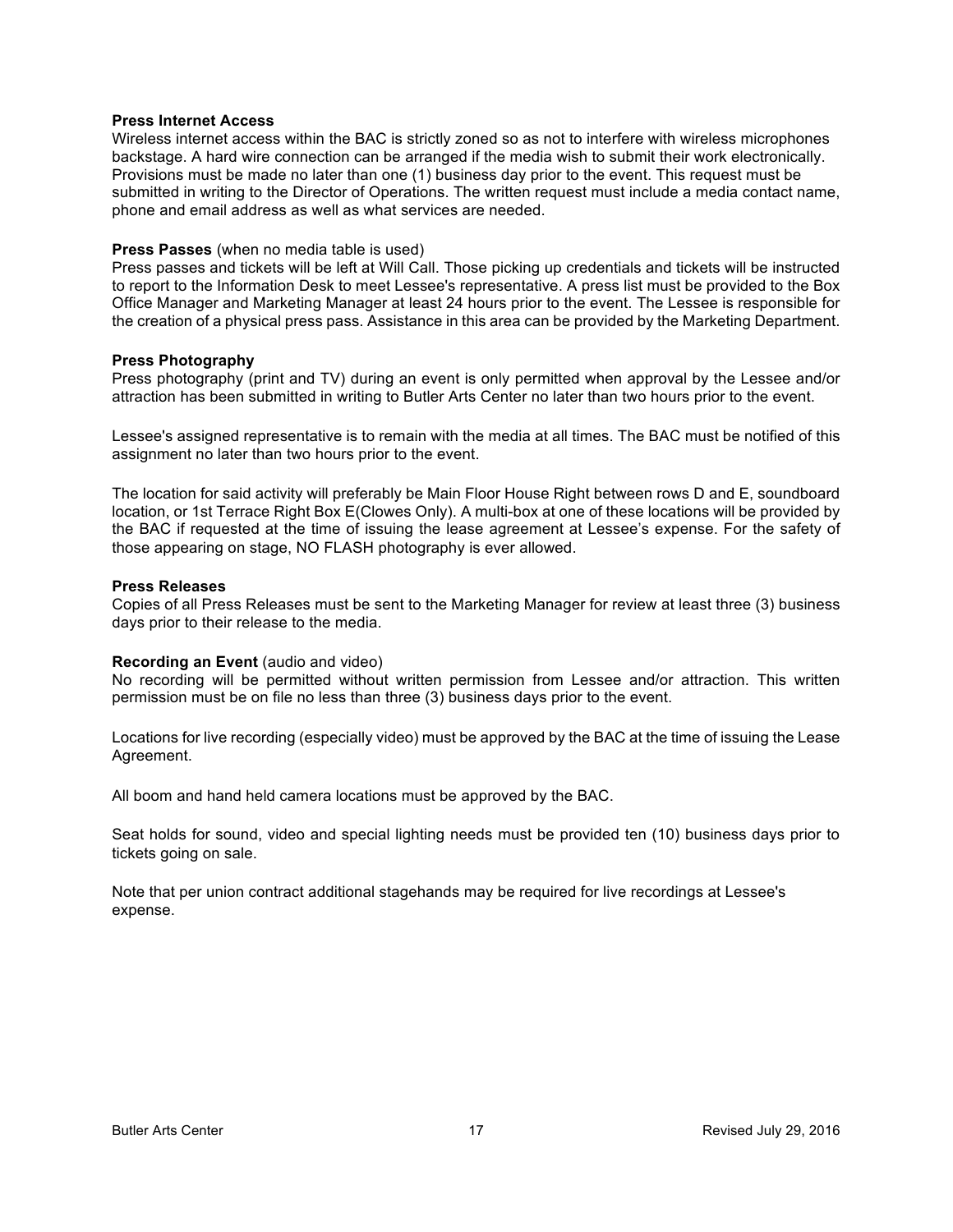**Press Internet Access**

Wireless internet access within the BAC is strictly zoned so as not to interfere with wireless microphones backstage. A hard wire connection can be arranged if the media wish to submit their work electronically. Provisions must be made no later than one (1) business day prior to the event. This request must be submitted in writing to the Director of Operations. The written request must include a media contact name, phone and email address as well as what services are needed.

**Press Passes** (when no media table is used)

Press passes and tickets will be left at Will Call. Those picking up credentials and tickets will be instructed to report to the Information Desk to meet Lessee's representative. A press list must be provided to the Box Office Manager and Marketing Manager at least 24 hours prior to the event. The Lessee is responsible for the creation of a physical press pass. Assistance in this area can be provided by the Marketing Department.

**Press Photography**

Press photography (print and TV) during an event is only permitted when approval by the Lessee and/or attraction has been submitted in writing to Butler Arts Center no later than two hours prior to the event.

Lessee's assigned representative is to remain with the media at all times. The BAC must be notified of this assignment no later than two hours prior to the event.

The location for said activity will preferably be Main Floor House Right between rows D and E, soundboard location, or 1st Terrace Right Box E(Clowes Only). A multi-box at one of these locations will be provided by the BAC if requested at the time of issuing the lease agreement at Lessee's expense. For the safety of those appearing on stage, NO FLASH photography is ever allowed.

**Press Releases**

Copies of all Press Releases must be sent to the Marketing Manager for review at least three (3) business days prior to their release to the media.

**Recording an Event** (audio and video)

No recording will be permitted without written permission from Lessee and/or attraction. This written permission must be on file no less than three (3) business days prior to the event.

Locations for live recording (especially video) must be approved by the BAC at the time of issuing the Lease Agreement.

All boom and hand held camera locations must be approved by the BAC.

Seat holds for sound, video and special lighting needs must be provided ten (10) business days prior to tickets going on sale.

Note that per union contract additional stagehands may be required for live recordings at Lessee's expense.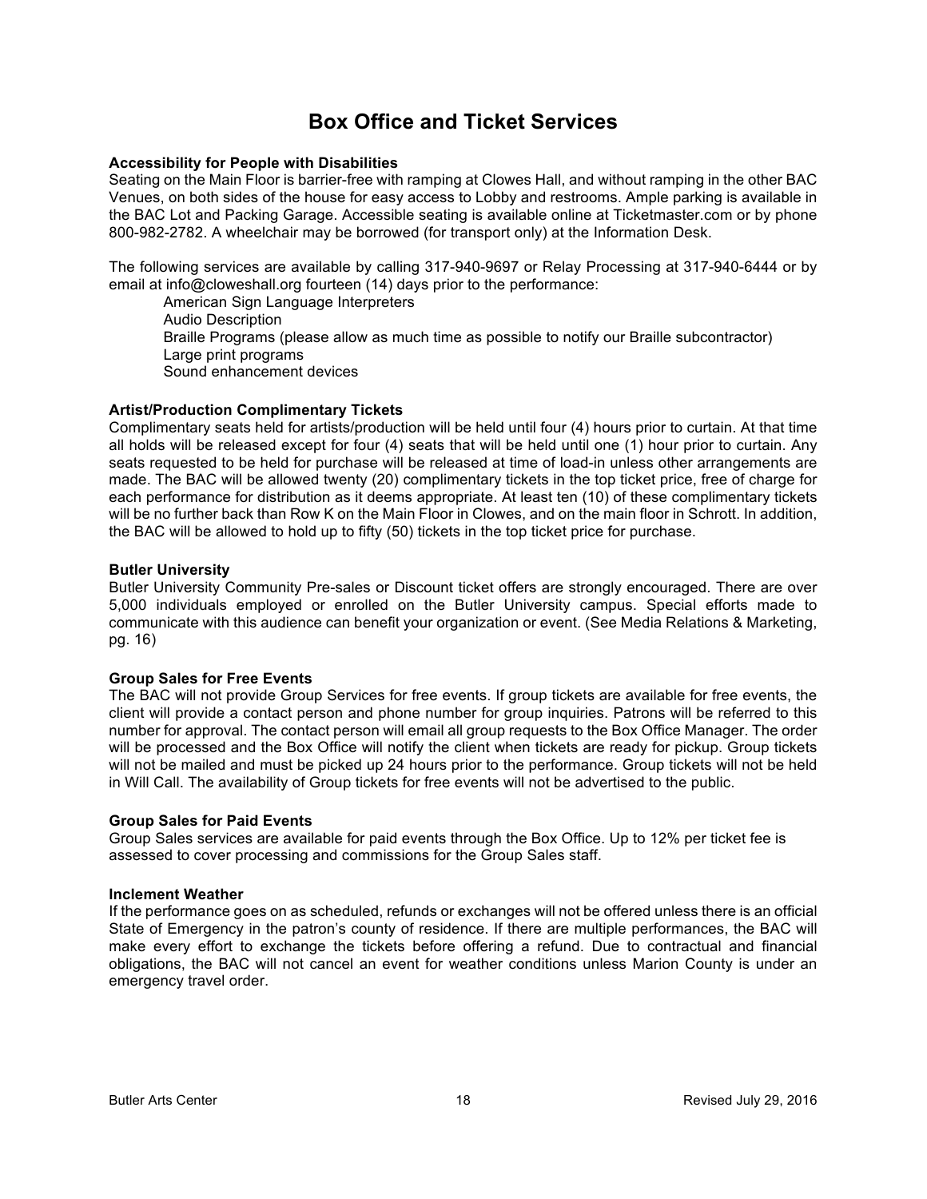# Box Office and Ticket Services

**Accessibility for People with Disabilities**

Seating on the Main Floor is barrier-free with ramping at Clowes Hall, and without ramping in the other BAC Venues, on both sides of the house for easy access to Lobby and restrooms. Ample parking is available in the BAC Lot and Packing Garage. Accessible seating is available online at Ticketmaster.com or by phone 800-982-2782. A wheelchair may be borrowed (for transport only) at the Information Desk.

The following services are available by calling 317-940-9697 or Relay Processing at 317-940-6444 or by email at info@cloweshall.org fourteen (14) days prior to the performance:

- American Sign Language Interpreters
- Audio Description
- Braille Programs (please allow as much time as possible to notify our Braille subcontractor)
- Large print programs
- Sound enhancement devices

**Artist/Production Complimentary Tickets**

Complimentary seats held for artists/production will be held until four (4) hours prior to curtain. At that time all holds will be released except for four (4) seats that will be held until one (1) hour prior to curtain. Any seats requested to be held for purchase will be released at time of load-in unless other arrangements are made. The BAC will be allowed twenty (20) complimentary tickets in the top ticket price, free of charge for each performance for distribution as it deems appropriate. At least ten (10) of these complimentary tickets will be no further back than Row K on the Main Floor in Clowes, and on the main floor in Schrott. In addition, the BAC will be allowed to hold up to fifty (50) tickets in the top ticket price for purchase.

**Butler University**

Butler University Community Pre-sales or Discount ticket offers are strongly encouraged. There are over 5,000 individuals employed or enrolled on the Butler University campus. Special efforts made to communicate with this audience can benefit your organization or event. (See Media Relations & Marketing, pg. 16)

**Group Sales for Free Events**

The BAC will not provide Group Services for free events. If group tickets are available for free events, the client will provide a contact person and phone number for group inquiries. Patrons will be referred to this number for approval. The contact person will email all group requests to the Box Office Manager. The order will be processed and the Box Office will notify the client when tickets are ready for pickup. Group tickets will not be mailed and must be picked up 24 hours prior to the performance. Group tickets will not be held in Will Call. The availability of Group tickets for free events will not be advertised to the public.

**Group Sales for Paid Events**

Group Sales services are available for paid events through the Box Office. Up to 12% per ticket fee is assessed to cover processing and commissions for the Group Sales staff.

**Inclement Weather**

If the performance goes on as scheduled, refunds or exchanges will not be offered unless there is an official State of Emergency in the patron's county of residence. If there are multiple performances, the BAC will make every effort to exchange the tickets before offering a refund. Due to contractual and financial obligations, the BAC will not cancel an event for weather conditions unless Marion County is under an emergency travel order.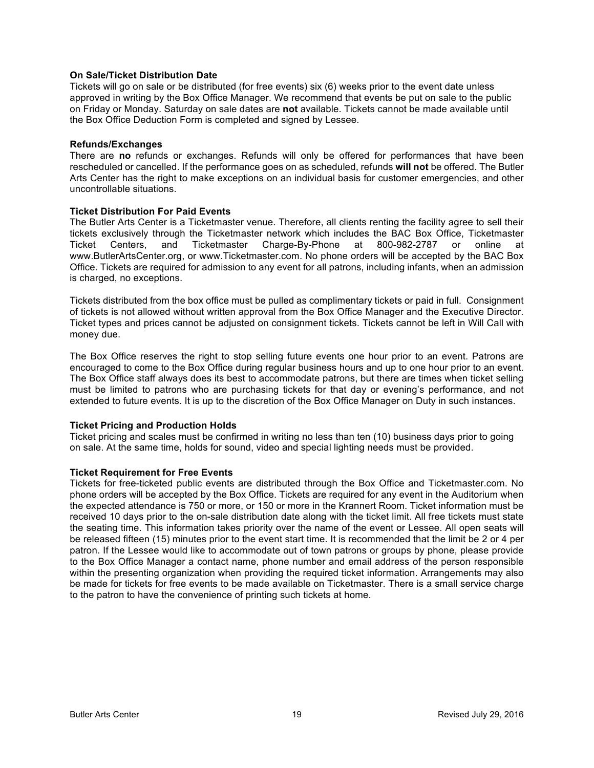### On Sale/Ticket Distribution Date

Tickets will go on sale or be distributed (for free events) six (6) weeks prior to the event date unless approved in writing by the Box Office Manager. We recommend that events be put on sale to the public on Friday or Monday. Saturday on sale dates are **not** available. Tickets cannot be made available until the Box Office Deduction Form is completed and signed by Lessee.

### Refunds/Exchanges

There are **no** refunds or exchanges. Refunds will only be offered for performances that have been rescheduled or cancelled. If the performance goes on as scheduled, refunds **will not** be offered. The Butler Arts Center has the right to make exceptions on an individual basis for customer emergencies, and other uncontrollable situations.

### Ticket Distribution For Paid Events

The Butler Arts Center is a Ticketmaster venue. Therefore, all clients renting the facility agree to sell their tickets exclusively through the Ticketmaster network which includes the BAC Box Office, Ticketmaster Ticket Centers, and Ticketmaster Charge-By-Phone at 800-982-2787 or online at www.ButlerArtsCenter.org, or www.Ticketmaster.com. No phone orders will be accepted by the BAC Box Office. Tickets are required for admission to any event for all patrons, including infants, when an admission is charged, no exceptions.

Tickets distributed from the box office must be pulled as complimentary tickets or paid in full. Consignment of tickets is not allowed without written approval from the Box Office Manager and the Executive Director. Ticket types and prices cannot be adjusted on consignment tickets. Tickets cannot be left in Will Call with money due.

The Box Office reserves the right to stop selling future events one hour prior to an event. Patrons are encouraged to come to the Box Office during regular business hours and up to one hour prior to an event. The Box Office staff always does its best to accommodate patrons, but there are times when ticket selling must be limited to patrons who are purchasing tickets for that day or evening's performance, and not extended to future events. It is up to the discretion of the Box Office Manager on Duty in such instances.

### Ticket Pricing and Production Holds

Ticket pricing and scales must be confirmed in writing no less than ten (10) business days prior to going on sale. At the same time, holds for sound, video and special lighting needs must be provided.

### Ticket Requirement for Free Events

Tickets for free-ticketed public events are distributed through the Box Office and Ticketmaster.com. No phone orders will be accepted by the Box Office. Tickets are required for any event in the Auditorium when the expected attendance is 750 or more, or 150 or more in the Krannert Room. Ticket information must be received 10 days prior to the on-sale distribution date along with the ticket limit. All free tickets must state the seating time. This information takes priority over the name of the event or Lessee. All open seats will be released fifteen (15) minutes prior to the event start time. It is recommended that the limit be 2 or 4 per patron. If the Lessee would like to accommodate out of town patrons or groups by phone, please provide to the Box Office Manager a contact name, phone number and email address of the person responsible within the presenting organization when providing the required ticket information. Arrangements may also be made for tickets for free events to be made available on Ticketmaster. There is a small service charge to the patron to have the convenience of printing such tickets at home.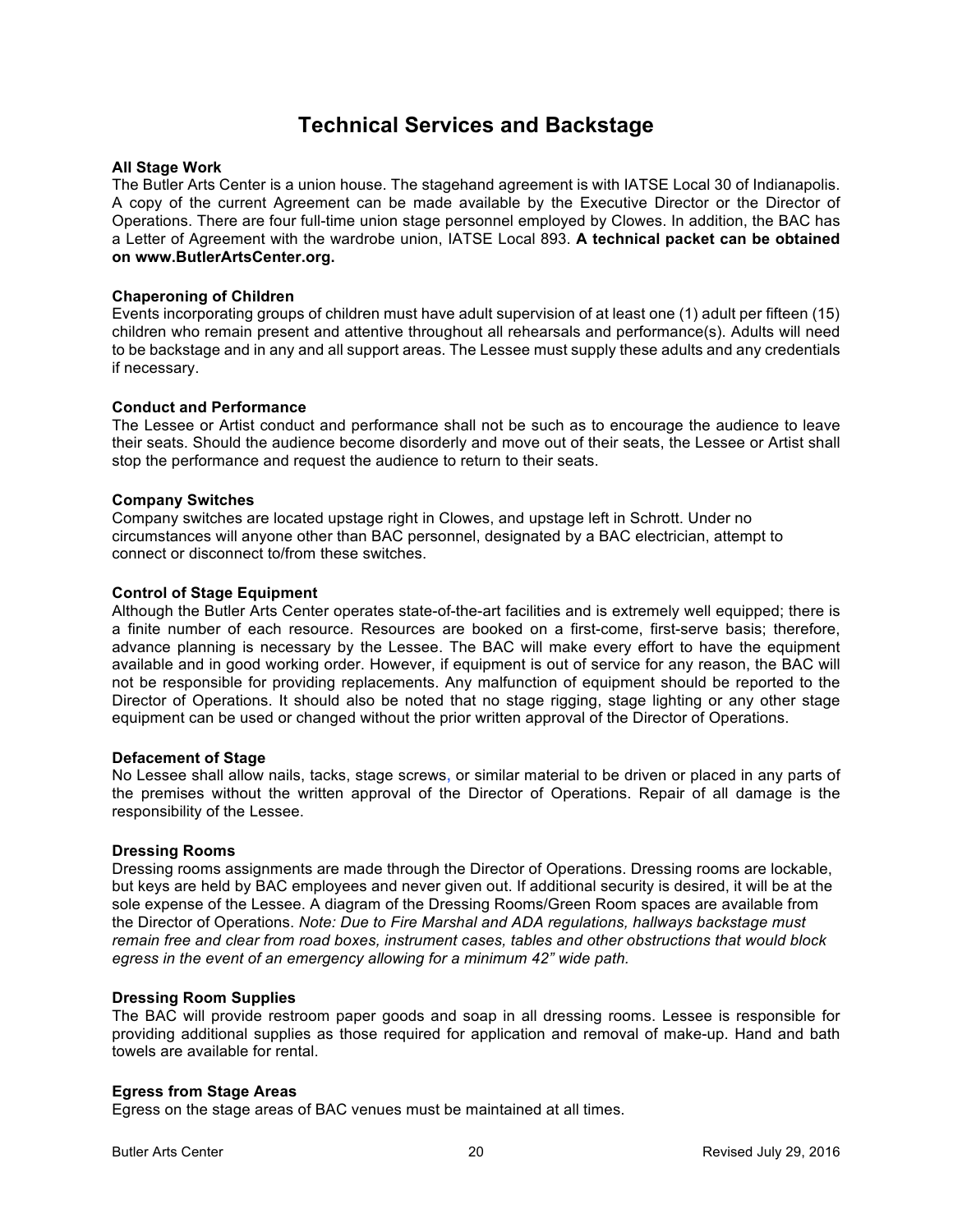# Technical Services and Backstage

**All Stage Work**

The Butler Arts Center is a union house. The stagehand agreement is with IATSE Local 30 of Indianapolis. A copy of the current Agreement can be made available by the Executive Director or the Director of Operations. There are four full-time union stage personnel employed by Clowes. In addition, the BAC has a Letter of Agreement with the wardrobe union, IATSE Local 893. **A technical packet can be obtained on www.ButlerArtsCenter.org.**

**Chaperoning of Children**

Events incorporating groups of children must have adult supervision of at least one (1) adult per fifteen (15) children who remain present and attentive throughout all rehearsals and performance(s). Adults will need to be backstage and in any and all support areas. The Lessee must supply these adults and any credentials if necessary.

**Conduct and Performance**

The Lessee or Artist conduct and performance shall not be such as to encourage the audience to leave their seats. Should the audience become disorderly and move out of their seats, the Lessee or Artist shall stop the performance and request the audience to return to their seats.

**Company Switches**

Company switches are located upstage right in Clowes, and upstage left in Schrott. Under no circumstances will anyone other than BAC personnel, designated by a BAC electrician, attempt to connect or disconnect to/from these switches.

**Control of Stage Equipment**

Although the Butler Arts Center operates state-of-the-art facilities and is extremely well equipped; there is a finite number of each resource. Resources are booked on a first-come, first-serve basis; therefore, advance planning is necessary by the Lessee. The BAC will make every effort to have the equipment available and in good working order. However, if equipment is out of service for any reason, the BAC will not be responsible for providing replacements. Any malfunction of equipment should be reported to the Director of Operations. It should also be noted that no stage rigging, stage lighting or any other stage equipment can be used or changed without the prior written approval of the Director of Operations.

**Defacement of Stage**

No Lessee shall allow nails, tacks, stage screws, or similar material to be driven or placed in any parts of the premises without the written approval of the Director of Operations. Repair of all damage is the responsibility of the Lessee.

**Dressing Rooms**

Dressing rooms assignments are made through the Director of Operations. Dressing rooms are lockable, but keys are held by BAC employees and never given out. If additional security is desired, it will be at the sole expense of the Lessee. A diagram of the Dressing Rooms/Green Room spaces are available from the Director of Operations. *Note: Due to Fire Marshal and ADA regulations, hallways backstage must remain free and clear from road boxes, instrument cases, tables and other obstructions that would block egress in the event of an emergency allowing for a minimum 42" wide path.*

**Dressing Room Supplies**

The BAC will provide restroom paper goods and soap in all dressing rooms. Lessee is responsible for providing additional supplies as those required for application and removal of make-up. Hand and bath towels are available for rental.

**Egress from Stage Areas**

Egress on the stage areas of BAC venues must be maintained at all times.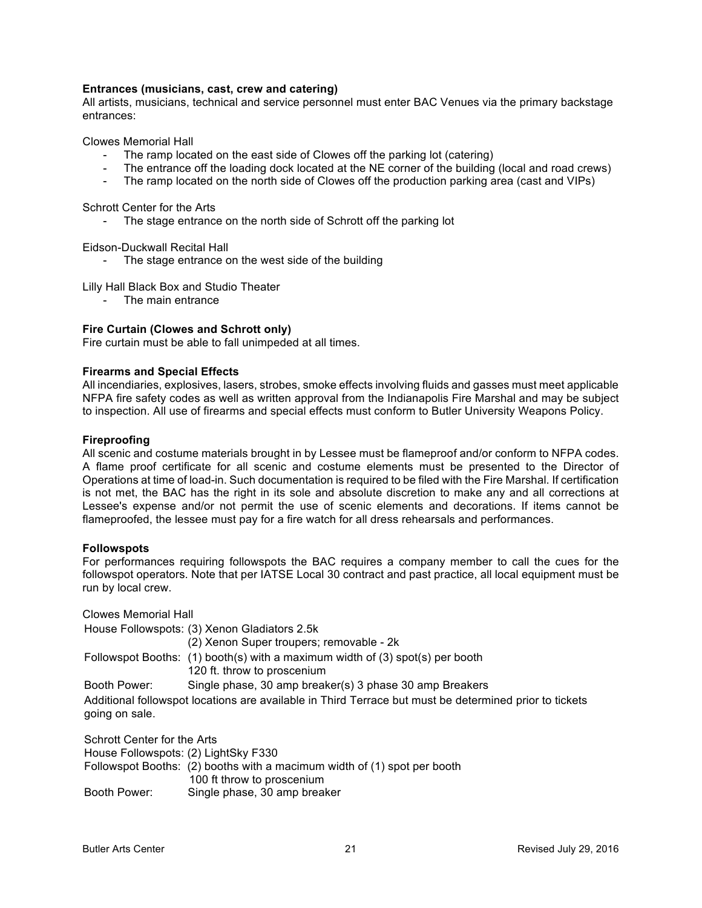**Entrances (musicians, cast, crew and catering)**
All artists, musicians, technical and service personnel must enter BAC Venues via the primary backstage entrances:

Clowes Memorial Hall

- The ramp located on the east side of Clowes off the parking lot (catering)
- The entrance off the loading dock located at the NE corner of the building (local and road crews)
- The ramp located on the north side of Clowes off the production parking area (cast and VIPs)

Schrott Center for the Arts

- The stage entrance on the north side of Schrott off the parking lot

Eidson-Duckwall Recital Hall

- The stage entrance on the west side of the building

Lilly Hall Black Box and Studio Theater

- The main entrance

**Fire Curtain (Clowes and Schrott only)**
Fire curtain must be able to fall unimpeded at all times.

**Firearms and Special Effects**
All incendiaries, explosives, lasers, strobes, smoke effects involving fluids and gasses must meet applicable NFPA fire safety codes as well as written approval from the Indianapolis Fire Marshal and may be subject to inspection. All use of firearms and special effects must conform to Butler University Weapons Policy.

**Fireproofing**
All scenic and costume materials brought in by Lessee must be flameproof and/or conform to NFPA codes. A flame proof certificate for all scenic and costume elements must be presented to the Director of Operations at time of load-in. Such documentation is required to be filed with the Fire Marshal. If certification is not met, the BAC has the right in its sole and absolute discretion to make any and all corrections at Lessee's expense and/or not permit the use of scenic elements and decorations. If items cannot be flameproofed, the lessee must pay for a fire watch for all dress rehearsals and performances.

**Followspots**
For performances requiring followspots the BAC requires a company member to call the cues for the followspot operators. Note that per IATSE Local 30 contract and past practice, all local equipment must be run by local crew.

Clowes Memorial Hall

House Followspots: (3) Xenon Gladiators 2.5k
(2) Xenon Super troupers; removable - 2k

Followspot Booths: (1) booth(s) with a maximum width of (3) spot(s) per booth
120 ft. throw to proscenium

Booth Power: Single phase, 30 amp breaker(s) 3 phase 30 amp Breakers

Additional followspot locations are available in Third Terrace but must be determined prior to tickets going on sale.

Schrott Center for the Arts

House Followspots: (2) LightSky F330

Followspot Booths: (2) booths with a macimum width of (1) spot per booth
100 ft throw to proscenium

Booth Power: Single phase, 30 amp breaker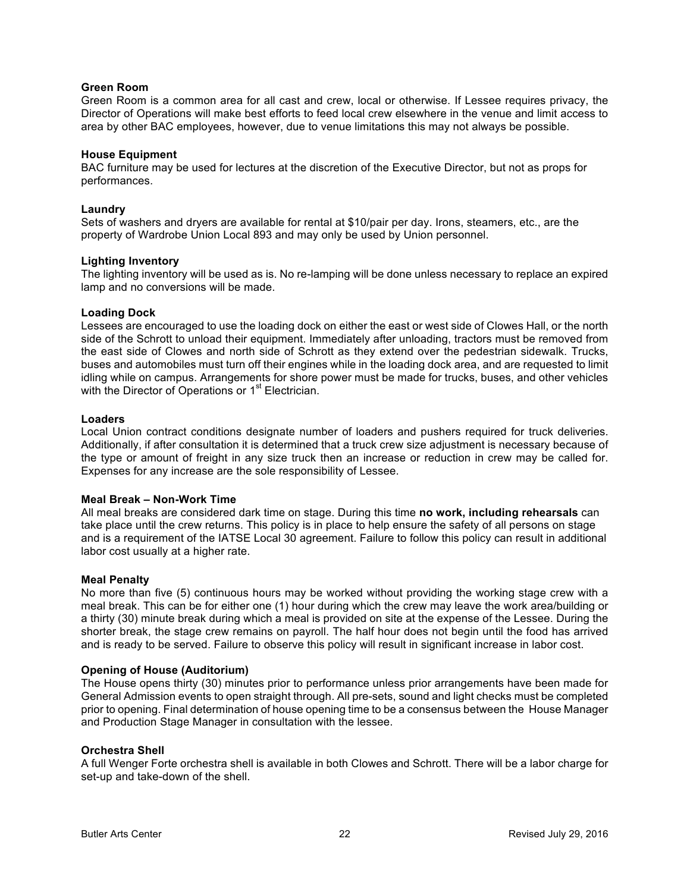**Green Room**

Green Room is a common area for all cast and crew, local or otherwise. If Lessee requires privacy, the Director of Operations will make best efforts to feed local crew elsewhere in the venue and limit access to area by other BAC employees, however, due to venue limitations this may not always be possible.

**House Equipment**

BAC furniture may be used for lectures at the discretion of the Executive Director, but not as props for performances.

**Laundry**

Sets of washers and dryers are available for rental at $10/pair per day. Irons, steamers, etc., are the property of Wardrobe Union Local 893 and may only be used by Union personnel.

**Lighting Inventory**

The lighting inventory will be used as is. No re-lamping will be done unless necessary to replace an expired lamp and no conversions will be made.

**Loading Dock**

Lessees are encouraged to use the loading dock on either the east or west side of Clowes Hall, or the north side of the Schrott to unload their equipment. Immediately after unloading, tractors must be removed from the east side of Clowes and north side of Schrott as they extend over the pedestrian sidewalk. Trucks, buses and automobiles must turn off their engines while in the loading dock area, and are requested to limit idling while on campus. Arrangements for shore power must be made for trucks, buses, and other vehicles with the Director of Operations or 1st Electrician.

**Loaders**

Local Union contract conditions designate number of loaders and pushers required for truck deliveries. Additionally, if after consultation it is determined that a truck crew size adjustment is necessary because of the type or amount of freight in any size truck then an increase or reduction in crew may be called for. Expenses for any increase are the sole responsibility of Lessee.

**Meal Break – Non-Work Time**

All meal breaks are considered dark time on stage. During this time **no work, including rehearsals** can take place until the crew returns. This policy is in place to help ensure the safety of all persons on stage and is a requirement of the IATSE Local 30 agreement. Failure to follow this policy can result in additional labor cost usually at a higher rate.

**Meal Penalty**

No more than five (5) continuous hours may be worked without providing the working stage crew with a meal break. This can be for either one (1) hour during which the crew may leave the work area/building or a thirty (30) minute break during which a meal is provided on site at the expense of the Lessee. During the shorter break, the stage crew remains on payroll. The half hour does not begin until the food has arrived and is ready to be served. Failure to observe this policy will result in significant increase in labor cost.

**Opening of House (Auditorium)**

The House opens thirty (30) minutes prior to performance unless prior arrangements have been made for General Admission events to open straight through. All pre-sets, sound and light checks must be completed prior to opening. Final determination of house opening time to be a consensus between the House Manager and Production Stage Manager in consultation with the lessee.

**Orchestra Shell**

A full Wenger Forte orchestra shell is available in both Clowes and Schrott. There will be a labor charge for set-up and take-down of the shell.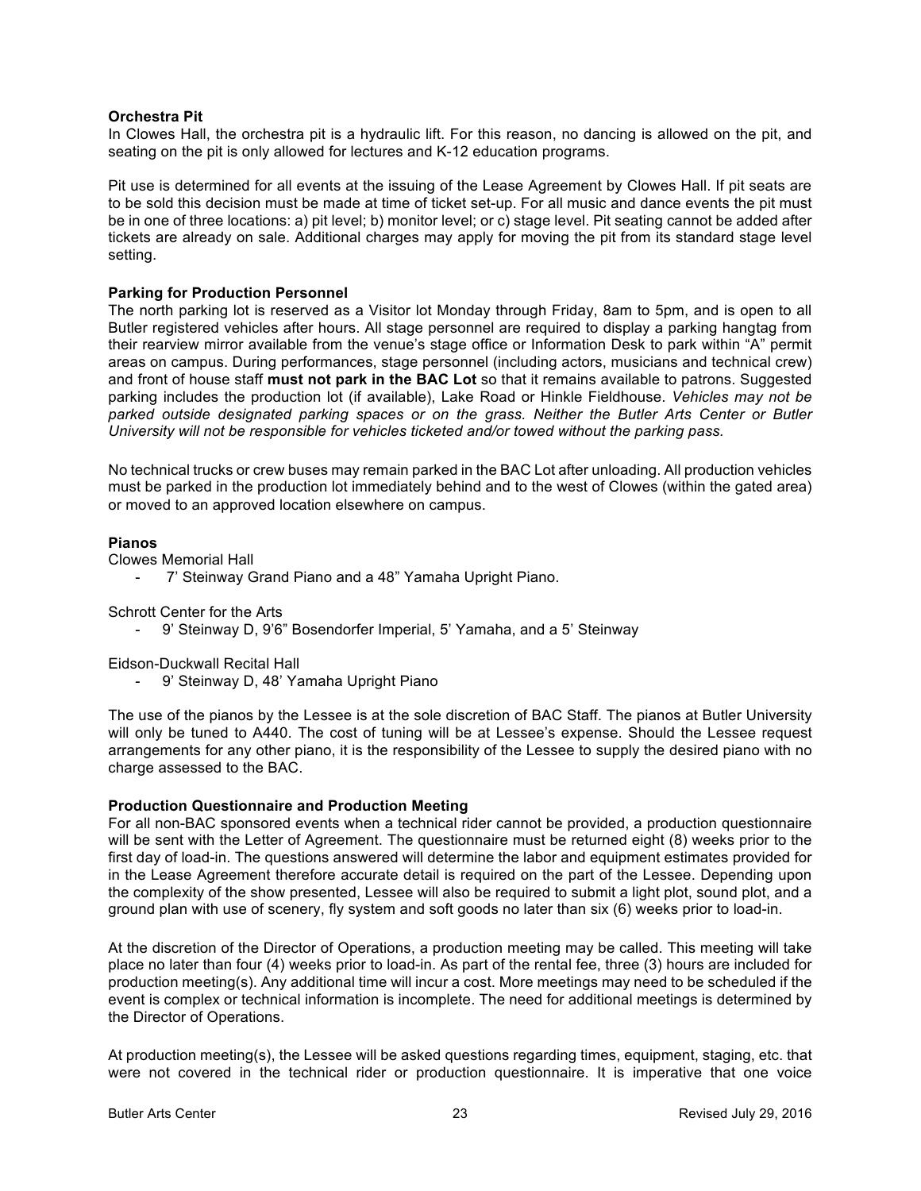**Orchestra Pit**

In Clowes Hall, the orchestra pit is a hydraulic lift. For this reason, no dancing is allowed on the pit, and seating on the pit is only allowed for lectures and K-12 education programs.

Pit use is determined for all events at the issuing of the Lease Agreement by Clowes Hall. If pit seats are to be sold this decision must be made at time of ticket set-up. For all music and dance events the pit must be in one of three locations: a) pit level; b) monitor level; or c) stage level. Pit seating cannot be added after tickets are already on sale. Additional charges may apply for moving the pit from its standard stage level setting.

**Parking for Production Personnel**

The north parking lot is reserved as a Visitor lot Monday through Friday, 8am to 5pm, and is open to all Butler registered vehicles after hours. All stage personnel are required to display a parking hangtag from their rearview mirror available from the venue's stage office or Information Desk to park within "A" permit areas on campus. During performances, stage personnel (including actors, musicians and technical crew) and front of house staff **must not park in the BAC Lot** so that it remains available to patrons. Suggested parking includes the production lot (if available), Lake Road or Hinkle Fieldhouse. *Vehicles may not be parked outside designated parking spaces or on the grass. Neither the Butler Arts Center or Butler University will not be responsible for vehicles ticketed and/or towed without the parking pass.*

No technical trucks or crew buses may remain parked in the BAC Lot after unloading. All production vehicles must be parked in the production lot immediately behind and to the west of Clowes (within the gated area) or moved to an approved location elsewhere on campus.

**Pianos**

Clowes Memorial Hall

- 7' Steinway Grand Piano and a 48" Yamaha Upright Piano.

Schrott Center for the Arts

- 9' Steinway D, 9'6" Bosendorfer Imperial, 5' Yamaha, and a 5' Steinway

Eidson-Duckwall Recital Hall

- 9' Steinway D, 48' Yamaha Upright Piano

The use of the pianos by the Lessee is at the sole discretion of BAC Staff. The pianos at Butler University will only be tuned to A440. The cost of tuning will be at Lessee's expense. Should the Lessee request arrangements for any other piano, it is the responsibility of the Lessee to supply the desired piano with no charge assessed to the BAC.

**Production Questionnaire and Production Meeting**

For all non-BAC sponsored events when a technical rider cannot be provided, a production questionnaire will be sent with the Letter of Agreement. The questionnaire must be returned eight (8) weeks prior to the first day of load-in. The questions answered will determine the labor and equipment estimates provided for in the Lease Agreement therefore accurate detail is required on the part of the Lessee. Depending upon the complexity of the show presented, Lessee will also be required to submit a light plot, sound plot, and a ground plan with use of scenery, fly system and soft goods no later than six (6) weeks prior to load-in.

At the discretion of the Director of Operations, a production meeting may be called. This meeting will take place no later than four (4) weeks prior to load-in. As part of the rental fee, three (3) hours are included for production meeting(s). Any additional time will incur a cost. More meetings may need to be scheduled if the event is complex or technical information is incomplete. The need for additional meetings is determined by the Director of Operations.

At production meeting(s), the Lessee will be asked questions regarding times, equipment, staging, etc. that were not covered in the technical rider or production questionnaire. It is imperative that one voice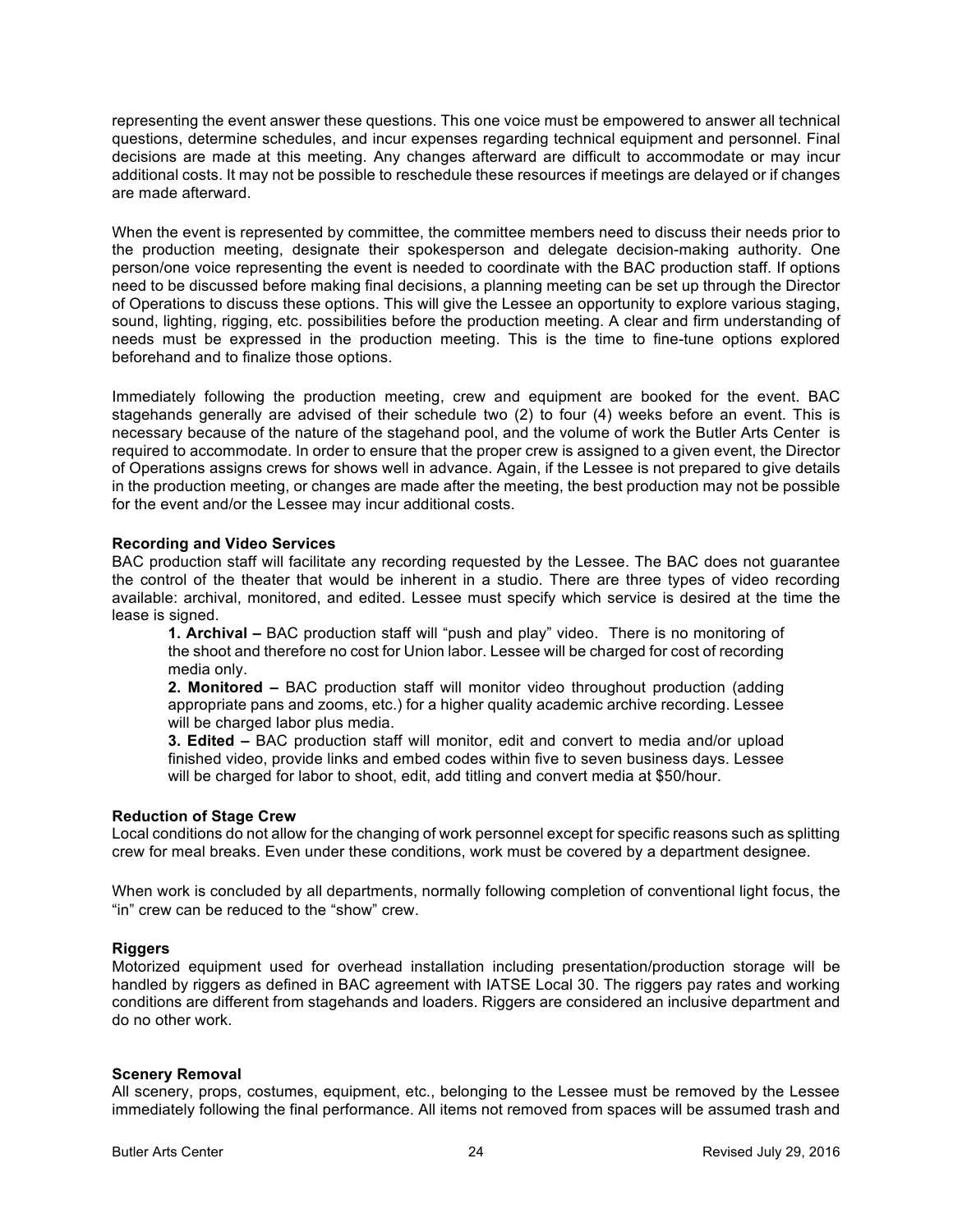representing the event answer these questions. This one voice must be empowered to answer all technical questions, determine schedules, and incur expenses regarding technical equipment and personnel. Final decisions are made at this meeting. Any changes afterward are difficult to accommodate or may incur additional costs. It may not be possible to reschedule these resources if meetings are delayed or if changes are made afterward.

When the event is represented by committee, the committee members need to discuss their needs prior to the production meeting, designate their spokesperson and delegate decision-making authority. One person/one voice representing the event is needed to coordinate with the BAC production staff. If options need to be discussed before making final decisions, a planning meeting can be set up through the Director of Operations to discuss these options. This will give the Lessee an opportunity to explore various staging, sound, lighting, rigging, etc. possibilities before the production meeting. A clear and firm understanding of needs must be expressed in the production meeting. This is the time to fine-tune options explored beforehand and to finalize those options.

Immediately following the production meeting, crew and equipment are booked for the event. BAC stagehands generally are advised of their schedule two (2) to four (4) weeks before an event. This is necessary because of the nature of the stagehand pool, and the volume of work the Butler Arts Center is required to accommodate. In order to ensure that the proper crew is assigned to a given event, the Director of Operations assigns crews for shows well in advance. Again, if the Lessee is not prepared to give details in the production meeting, or changes are made after the meeting, the best production may not be possible for the event and/or the Lessee may incur additional costs.

**Recording and Video Services**

BAC production staff will facilitate any recording requested by the Lessee. The BAC does not guarantee the control of the theater that would be inherent in a studio. There are three types of video recording available: archival, monitored, and edited. Lessee must specify which service is desired at the time the lease is signed.

1. **Archival –** BAC production staff will "push and play" video. There is no monitoring of the shoot and therefore no cost for Union labor. Lessee will be charged for cost of recording media only.
2. **Monitored –** BAC production staff will monitor video throughout production (adding appropriate pans and zooms, etc.) for a higher quality academic archive recording. Lessee will be charged labor plus media.
3. **Edited –** BAC production staff will monitor, edit and convert to media and/or upload finished video, provide links and embed codes within five to seven business days. Lessee will be charged for labor to shoot, edit, add titling and convert media at $50/hour.

**Reduction of Stage Crew**

Local conditions do not allow for the changing of work personnel except for specific reasons such as splitting crew for meal breaks. Even under these conditions, work must be covered by a department designee.

When work is concluded by all departments, normally following completion of conventional light focus, the "in" crew can be reduced to the "show" crew.

**Riggers**

Motorized equipment used for overhead installation including presentation/production storage will be handled by riggers as defined in BAC agreement with IATSE Local 30. The riggers pay rates and working conditions are different from stagehands and loaders. Riggers are considered an inclusive department and do no other work.

**Scenery Removal**

All scenery, props, costumes, equipment, etc., belonging to the Lessee must be removed by the Lessee immediately following the final performance. All items not removed from spaces will be assumed trash and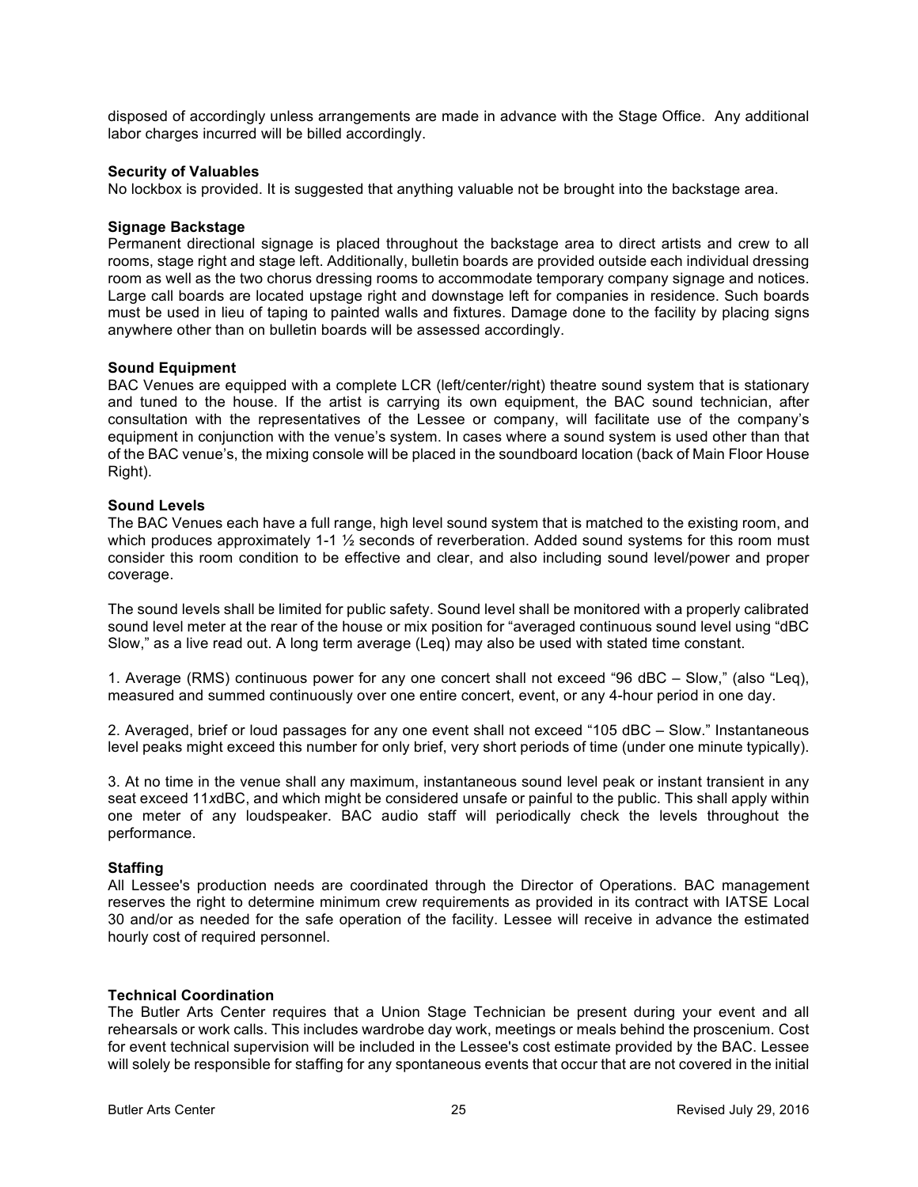disposed of accordingly unless arrangements are made in advance with the Stage Office. Any additional labor charges incurred will be billed accordingly.

**Security of Valuables**
No lockbox is provided. It is suggested that anything valuable not be brought into the backstage area.

**Signage Backstage**
Permanent directional signage is placed throughout the backstage area to direct artists and crew to all rooms, stage right and stage left. Additionally, bulletin boards are provided outside each individual dressing room as well as the two chorus dressing rooms to accommodate temporary company signage and notices. Large call boards are located upstage right and downstage left for companies in residence. Such boards must be used in lieu of taping to painted walls and fixtures. Damage done to the facility by placing signs anywhere other than on bulletin boards will be assessed accordingly.

**Sound Equipment**
BAC Venues are equipped with a complete LCR (left/center/right) theatre sound system that is stationary and tuned to the house. If the artist is carrying its own equipment, the BAC sound technician, after consultation with the representatives of the Lessee or company, will facilitate use of the company's equipment in conjunction with the venue's system. In cases where a sound system is used other than that of the BAC venue's, the mixing console will be placed in the soundboard location (back of Main Floor House Right).

**Sound Levels**
The BAC Venues each have a full range, high level sound system that is matched to the existing room, and which produces approximately 1-1 ½ seconds of reverberation. Added sound systems for this room must consider this room condition to be effective and clear, and also including sound level/power and proper coverage.

The sound levels shall be limited for public safety. Sound level shall be monitored with a properly calibrated sound level meter at the rear of the house or mix position for "averaged continuous sound level using "dBC Slow," as a live read out. A long term average (Leq) may also be used with stated time constant.

1. Average (RMS) continuous power for any one concert shall not exceed "96 dBC – Slow," (also "Leq), measured and summed continuously over one entire concert, event, or any 4-hour period in one day.

2. Averaged, brief or loud passages for any one event shall not exceed "105 dBC – Slow." Instantaneous level peaks might exceed this number for only brief, very short periods of time (under one minute typically).

3. At no time in the venue shall any maximum, instantaneous sound level peak or instant transient in any seat exceed 11*x*dBC, and which might be considered unsafe or painful to the public. This shall apply within one meter of any loudspeaker. BAC audio staff will periodically check the levels throughout the performance.

**Staffing**
All Lessee's production needs are coordinated through the Director of Operations. BAC management reserves the right to determine minimum crew requirements as provided in its contract with IATSE Local 30 and/or as needed for the safe operation of the facility. Lessee will receive in advance the estimated hourly cost of required personnel.

**Technical Coordination**
The Butler Arts Center requires that a Union Stage Technician be present during your event and all rehearsals or work calls. This includes wardrobe day work, meetings or meals behind the proscenium. Cost for event technical supervision will be included in the Lessee's cost estimate provided by the BAC. Lessee will solely be responsible for staffing for any spontaneous events that occur that are not covered in the initial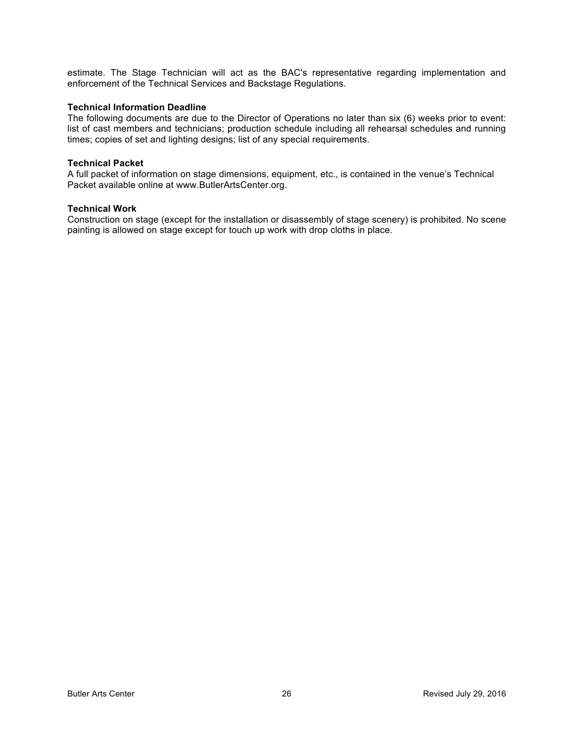estimate. The Stage Technician will act as the BAC's representative regarding implementation and enforcement of the Technical Services and Backstage Regulations.

**Technical Information Deadline**
The following documents are due to the Director of Operations no later than six (6) weeks prior to event: list of cast members and technicians; production schedule including all rehearsal schedules and running times; copies of set and lighting designs; list of any special requirements.

**Technical Packet**
A full packet of information on stage dimensions, equipment, etc., is contained in the venue's Technical Packet available online at www.ButlerArtsCenter.org.

**Technical Work**
Construction on stage (except for the installation or disassembly of stage scenery) is prohibited. No scene painting is allowed on stage except for touch up work with drop cloths in place.